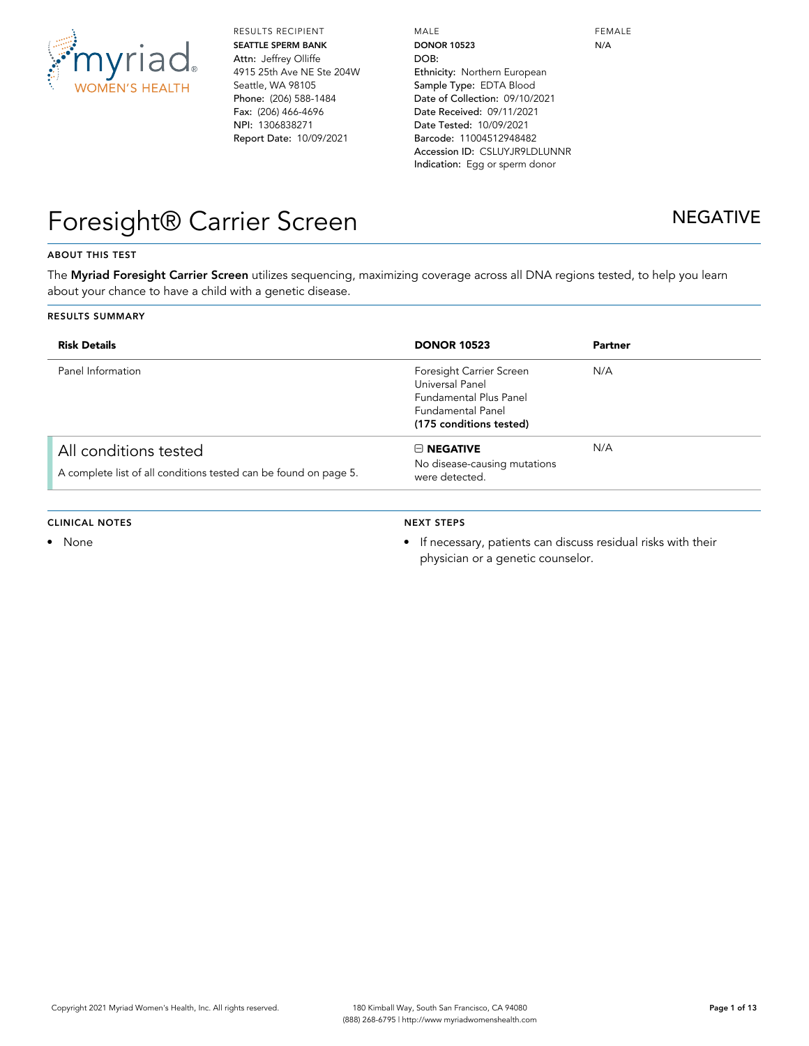myriad WOMEN'S HEALTH

RESULTS RECIPIENT
**SEATTLE SPERM BANK**
Attn: Jeffrey Olliffe
4915 25th Ave NE Ste 204W
Seattle, WA 98105
Phone: (206) 588-1484
Fax: (206) 466-4696
NPI: 1306838271
Report Date: 10/09/2021

MALE
**DONOR 10523**
DOB:
Ethnicity: Northern European
Sample Type: EDTA Blood
Date of Collection: 09/10/2021
Date Received: 09/11/2021
Date Tested: 10/09/2021
Barcode: 11004512948482
Accession ID: CSLUYJR9LDLUNNR
Indication: Egg or sperm donor

FEMALE
N/A

# Foresight® Carrier Screen

**NEGATIVE**

## ABOUT THIS TEST

The **Myriad Foresight Carrier Screen** utilizes sequencing, maximizing coverage across all DNA regions tested, to help you learn about your chance to have a child with a genetic disease.

## RESULTS SUMMARY

| Risk Details | DONOR 10523 | Partner |
|---|---|---|
| Panel Information | Foresight Carrier Screen<br>Universal Panel<br>Fundamental Plus Panel<br>Fundamental Panel<br>**(175 conditions tested)** | N/A |
| All conditions tested<br>A complete list of all conditions tested can be found on page 5. | ⊟ **NEGATIVE**<br>No disease-causing mutations were detected. | N/A |

## CLINICAL NOTES

- None

## NEXT STEPS

- If necessary, patients can discuss residual risks with their physician or a genetic counselor.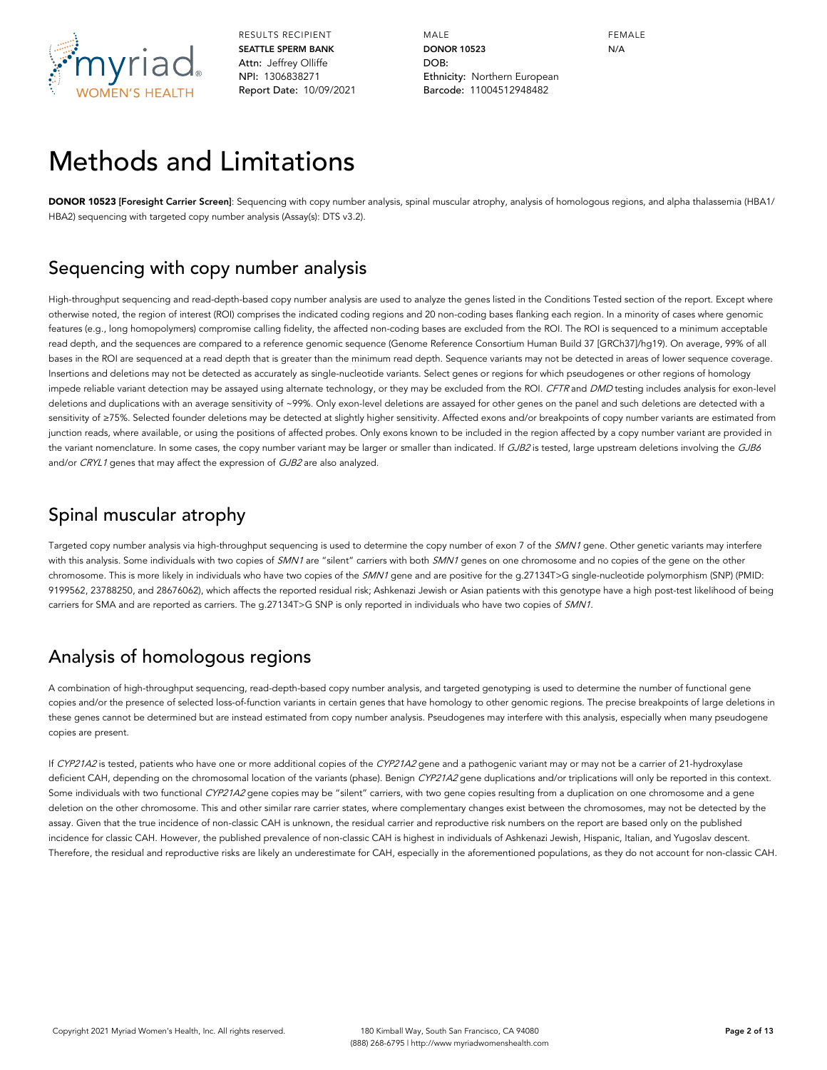# Methods and Limitations

**DONOR 10523 [Foresight Carrier Screen]**: Sequencing with copy number analysis, spinal muscular atrophy, analysis of homologous regions, and alpha thalassemia (HBA1/HBA2) sequencing with targeted copy number analysis (Assay(s): DTS v3.2).

## Sequencing with copy number analysis

High-throughput sequencing and read-depth-based copy number analysis are used to analyze the genes listed in the Conditions Tested section of the report. Except where otherwise noted, the region of interest (ROI) comprises the indicated coding regions and 20 non-coding bases flanking each region. In a minority of cases where genomic features (e.g., long homopolymers) compromise calling fidelity, the affected non-coding bases are excluded from the ROI. The ROI is sequenced to a minimum acceptable read depth, and the sequences are compared to a reference genomic sequence (Genome Reference Consortium Human Build 37 [GRCh37]/hg19). On average, 99% of all bases in the ROI are sequenced at a read depth that is greater than the minimum read depth. Sequence variants may not be detected in areas of lower sequence coverage. Insertions and deletions may not be detected as accurately as single-nucleotide variants. Select genes or regions for which pseudogenes or other regions of homology impede reliable variant detection may be assayed using alternate technology, or they may be excluded from the ROI. *CFTR* and *DMD* testing includes analysis for exon-level deletions and duplications with an average sensitivity of ~99%. Only exon-level deletions are assayed for other genes on the panel and such deletions are detected with a sensitivity of ≥75%. Selected founder deletions may be detected at slightly higher sensitivity. Affected exons and/or breakpoints of copy number variants are estimated from junction reads, where available, or using the positions of affected probes. Only exons known to be included in the region affected by a copy number variant are provided in the variant nomenclature. In some cases, the copy number variant may be larger or smaller than indicated. If *GJB2* is tested, large upstream deletions involving the *GJB6* and/or *CRYL1* genes that may affect the expression of *GJB2* are also analyzed.

## Spinal muscular atrophy

Targeted copy number analysis via high-throughput sequencing is used to determine the copy number of exon 7 of the *SMN1* gene. Other genetic variants may interfere with this analysis. Some individuals with two copies of *SMN1* are "silent" carriers with both *SMN1* genes on one chromosome and no copies of the gene on the other chromosome. This is more likely in individuals who have two copies of the *SMN1* gene and are positive for the g.27134T>G single-nucleotide polymorphism (SNP) (PMID: 9199562, 23788250, and 28676062), which affects the reported residual risk; Ashkenazi Jewish or Asian patients with this genotype have a high post-test likelihood of being carriers for SMA and are reported as carriers. The g.27134T>G SNP is only reported in individuals who have two copies of *SMN1*.

## Analysis of homologous regions

A combination of high-throughput sequencing, read-depth-based copy number analysis, and targeted genotyping is used to determine the number of functional gene copies and/or the presence of selected loss-of-function variants in certain genes that have homology to other genomic regions. The precise breakpoints of large deletions in these genes cannot be determined but are instead estimated from copy number analysis. Pseudogenes may interfere with this analysis, especially when many pseudogene copies are present.

If *CYP21A2* is tested, patients who have one or more additional copies of the *CYP21A2* gene and a pathogenic variant may or may not be a carrier of 21-hydroxylase deficient CAH, depending on the chromosomal location of the variants (phase). Benign *CYP21A2* gene duplications and/or triplications will only be reported in this context. Some individuals with two functional *CYP21A2* gene copies may be "silent" carriers, with two gene copies resulting from a duplication on one chromosome and a gene deletion on the other chromosome. This and other similar rare carrier states, where complementary changes exist between the chromosomes, may not be detected by the assay. Given that the true incidence of non-classic CAH is unknown, the residual carrier and reproductive risk numbers on the report are based only on the published incidence for classic CAH. However, the published prevalence of non-classic CAH is highest in individuals of Ashkenazi Jewish, Hispanic, Italian, and Yugoslav descent. Therefore, the residual and reproductive risks are likely an underestimate for CAH, especially in the aforementioned populations, as they do not account for non-classic CAH.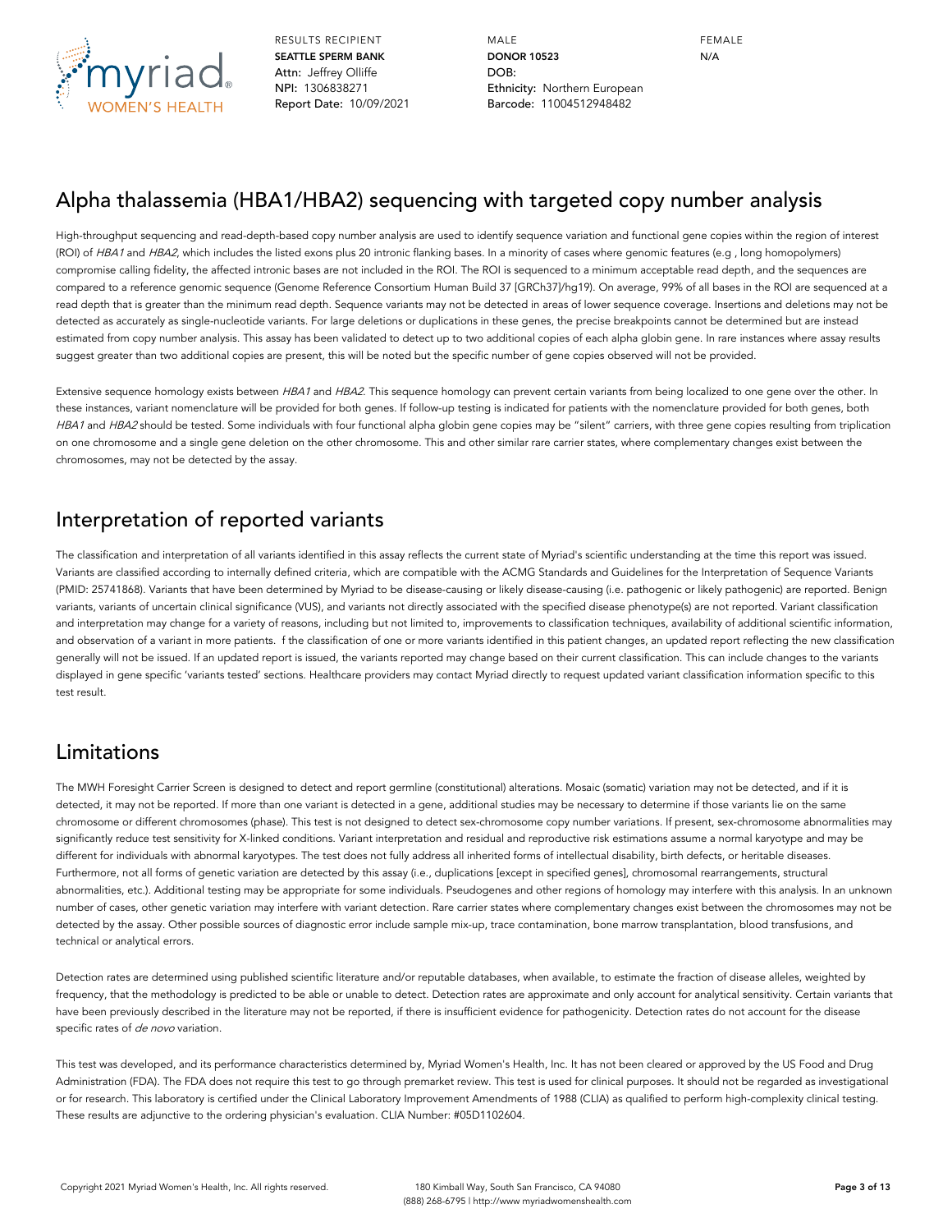RESULTS RECIPIENT
**SEATTLE SPERM BANK**
Attn: Jeffrey Olliffe
NPI: 1306838271
Report Date: 10/09/2021

MALE
**DONOR 10523**
DOB:
Ethnicity: Northern European
Barcode: 11004512948482

FEMALE
N/A

## Alpha thalassemia (HBA1/HBA2) sequencing with targeted copy number analysis

High-throughput sequencing and read-depth-based copy number analysis are used to identify sequence variation and functional gene copies within the region of interest (ROI) of *HBA1* and *HBA2*, which includes the listed exons plus 20 intronic flanking bases. In a minority of cases where genomic features (e.g , long homopolymers) compromise calling fidelity, the affected intronic bases are not included in the ROI. The ROI is sequenced to a minimum acceptable read depth, and the sequences are compared to a reference genomic sequence (Genome Reference Consortium Human Build 37 [GRCh37]/hg19). On average, 99% of all bases in the ROI are sequenced at a read depth that is greater than the minimum read depth. Sequence variants may not be detected in areas of lower sequence coverage. Insertions and deletions may not be detected as accurately as single-nucleotide variants. For large deletions or duplications in these genes, the precise breakpoints cannot be determined but are instead estimated from copy number analysis. This assay has been validated to detect up to two additional copies of each alpha globin gene. In rare instances where assay results suggest greater than two additional copies are present, this will be noted but the specific number of gene copies observed will not be provided.

Extensive sequence homology exists between *HBA1* and *HBA2*. This sequence homology can prevent certain variants from being localized to one gene over the other. In these instances, variant nomenclature will be provided for both genes. If follow-up testing is indicated for patients with the nomenclature provided for both genes, both *HBA1* and *HBA2* should be tested. Some individuals with four functional alpha globin gene copies may be "silent" carriers, with three gene copies resulting from triplication on one chromosome and a single gene deletion on the other chromosome. This and other similar rare carrier states, where complementary changes exist between the chromosomes, may not be detected by the assay.

## Interpretation of reported variants

The classification and interpretation of all variants identified in this assay reflects the current state of Myriad's scientific understanding at the time this report was issued. Variants are classified according to internally defined criteria, which are compatible with the ACMG Standards and Guidelines for the Interpretation of Sequence Variants (PMID: 25741868). Variants that have been determined by Myriad to be disease-causing or likely disease-causing (i.e. pathogenic or likely pathogenic) are reported. Benign variants, variants of uncertain clinical significance (VUS), and variants not directly associated with the specified disease phenotype(s) are not reported. Variant classification and interpretation may change for a variety of reasons, including but not limited to, improvements to classification techniques, availability of additional scientific information, and observation of a variant in more patients.  f the classification of one or more variants identified in this patient changes, an updated report reflecting the new classification generally will not be issued. If an updated report is issued, the variants reported may change based on their current classification. This can include changes to the variants displayed in gene specific 'variants tested' sections. Healthcare providers may contact Myriad directly to request updated variant classification information specific to this test result.

## Limitations

The MWH Foresight Carrier Screen is designed to detect and report germline (constitutional) alterations. Mosaic (somatic) variation may not be detected, and if it is detected, it may not be reported. If more than one variant is detected in a gene, additional studies may be necessary to determine if those variants lie on the same chromosome or different chromosomes (phase). This test is not designed to detect sex-chromosome copy number variations. If present, sex-chromosome abnormalities may significantly reduce test sensitivity for X-linked conditions. Variant interpretation and residual and reproductive risk estimations assume a normal karyotype and may be different for individuals with abnormal karyotypes. The test does not fully address all inherited forms of intellectual disability, birth defects, or heritable diseases. Furthermore, not all forms of genetic variation are detected by this assay (i.e., duplications [except in specified genes], chromosomal rearrangements, structural abnormalities, etc.). Additional testing may be appropriate for some individuals. Pseudogenes and other regions of homology may interfere with this analysis. In an unknown number of cases, other genetic variation may interfere with variant detection. Rare carrier states where complementary changes exist between the chromosomes may not be detected by the assay. Other possible sources of diagnostic error include sample mix-up, trace contamination, bone marrow transplantation, blood transfusions, and technical or analytical errors.

Detection rates are determined using published scientific literature and/or reputable databases, when available, to estimate the fraction of disease alleles, weighted by frequency, that the methodology is predicted to be able or unable to detect. Detection rates are approximate and only account for analytical sensitivity. Certain variants that have been previously described in the literature may not be reported, if there is insufficient evidence for pathogenicity. Detection rates do not account for the disease specific rates of *de novo* variation.

This test was developed, and its performance characteristics determined by, Myriad Women's Health, Inc. It has not been cleared or approved by the US Food and Drug Administration (FDA). The FDA does not require this test to go through premarket review. This test is used for clinical purposes. It should not be regarded as investigational or for research. This laboratory is certified under the Clinical Laboratory Improvement Amendments of 1988 (CLIA) as qualified to perform high-complexity clinical testing. These results are adjunctive to the ordering physician's evaluation. CLIA Number: #05D1102604.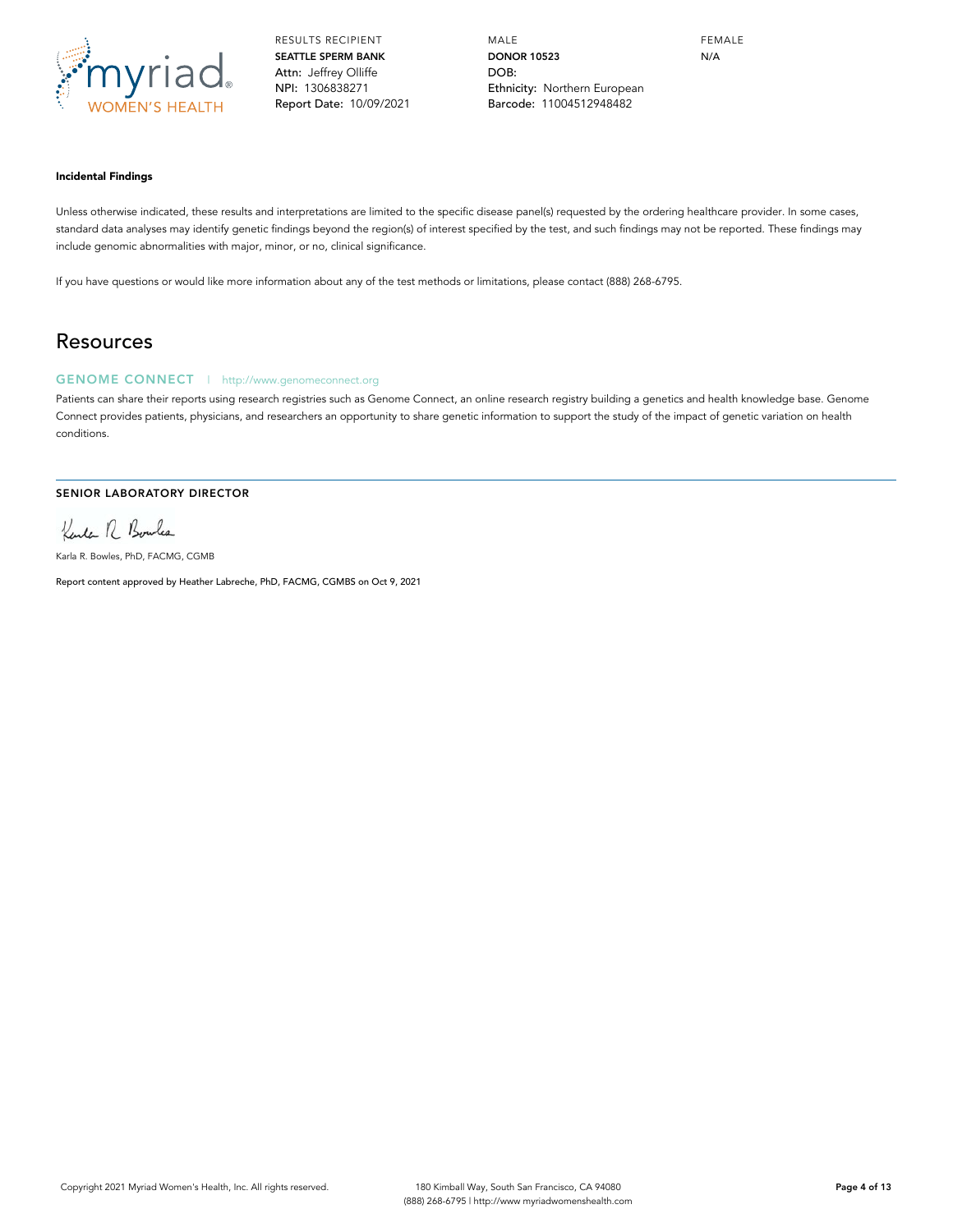RESULTS RECIPIENT
**SEATTLE SPERM BANK**
Attn: Jeffrey Olliffe
NPI: 1306838271
Report Date: 10/09/2021

MALE
**DONOR 10523**
DOB:
Ethnicity: Northern European
Barcode: 11004512948482

FEMALE
N/A

#### Incidental Findings

Unless otherwise indicated, these results and interpretations are limited to the specific disease panel(s) requested by the ordering healthcare provider. In some cases, standard data analyses may identify genetic findings beyond the region(s) of interest specified by the test, and such findings may not be reported. These findings may include genomic abnormalities with major, minor, or no, clinical significance.

If you have questions or would like more information about any of the test methods or limitations, please contact (888) 268-6795.

## Resources

### GENOME CONNECT | http://www.genomeconnect.org

Patients can share their reports using research registries such as Genome Connect, an online research registry building a genetics and health knowledge base. Genome Connect provides patients, physicians, and researchers an opportunity to share genetic information to support the study of the impact of genetic variation on health conditions.

---

**SENIOR LABORATORY DIRECTOR**

Karla R. Bowles, PhD, FACMG, CGMB

Report content approved by Heather Labreche, PhD, FACMG, CGMBS on Oct 9, 2021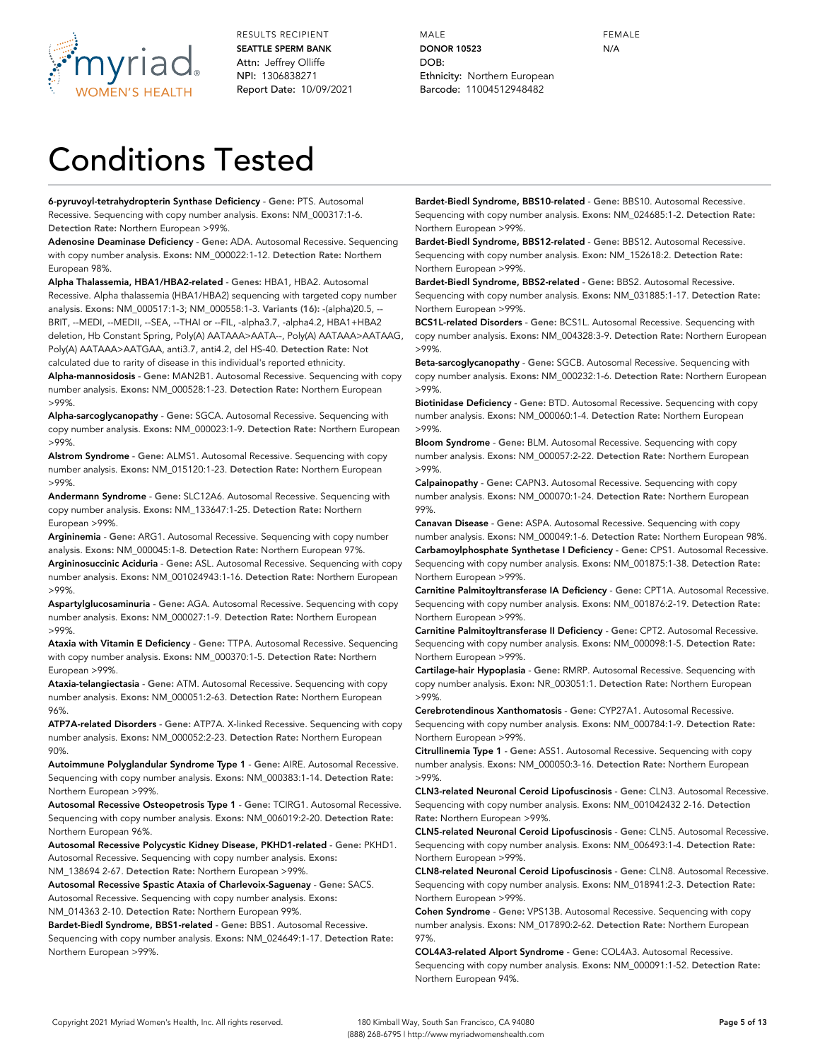RESULTS RECIPIENT
**SEATTLE SPERM BANK**
Attn: Jeffrey Olliffe
NPI: 1306838271
Report Date: 10/09/2021

MALE
**DONOR 10523**
DOB:
Ethnicity: Northern European
Barcode: 11004512948482

FEMALE
N/A

# Conditions Tested

**6-pyruvoyl-tetrahydropterin Synthase Deficiency** - **Gene:** PTS. Autosomal Recessive. Sequencing with copy number analysis. **Exons:** NM_000317:1-6. **Detection Rate:** Northern European >99%.

**Adenosine Deaminase Deficiency** - **Gene:** ADA. Autosomal Recessive. Sequencing with copy number analysis. **Exons:** NM_000022:1-12. **Detection Rate:** Northern European 98%.

**Alpha Thalassemia, HBA1/HBA2-related** - **Genes:** HBA1, HBA2. Autosomal Recessive. Alpha thalassemia (HBA1/HBA2) sequencing with targeted copy number analysis. **Exons:** NM_000517:1-3; NM_000558:1-3. **Variants (16):** -(alpha)20.5, --BRIT, --MEDI, --MEDII, --SEA, --THAI or --FIL, -alpha3.7, -alpha4.2, HBA1+HBA2 deletion, Hb Constant Spring, Poly(A) AATAAA>AATA--, Poly(A) AATAAA>AATAAG, Poly(A) AATAAA>AATGAA, anti3.7, anti4.2, del HS-40. **Detection Rate:** Not calculated due to rarity of disease in this individual's reported ethnicity.

**Alpha-mannosidosis** - **Gene:** MAN2B1. Autosomal Recessive. Sequencing with copy number analysis. **Exons:** NM_000528:1-23. **Detection Rate:** Northern European >99%.

**Alpha-sarcoglycanopathy** - **Gene:** SGCA. Autosomal Recessive. Sequencing with copy number analysis. **Exons:** NM_000023:1-9. **Detection Rate:** Northern European >99%.

**Alstrom Syndrome** - **Gene:** ALMS1. Autosomal Recessive. Sequencing with copy number analysis. **Exons:** NM_015120:1-23. **Detection Rate:** Northern European >99%.

**Andermann Syndrome** - **Gene:** SLC12A6. Autosomal Recessive. Sequencing with copy number analysis. **Exons:** NM_133647:1-25. **Detection Rate:** Northern European >99%.

**Argininemia** - **Gene:** ARG1. Autosomal Recessive. Sequencing with copy number analysis. **Exons:** NM_000045:1-8. **Detection Rate:** Northern European 97%.

**Argininosuccinic Aciduria** - **Gene:** ASL. Autosomal Recessive. Sequencing with copy number analysis. **Exons:** NM_001024943:1-16. **Detection Rate:** Northern European >99%.

**Aspartylglucosaminuria** - **Gene:** AGA. Autosomal Recessive. Sequencing with copy number analysis. **Exons:** NM_000027:1-9. **Detection Rate:** Northern European >99%.

**Ataxia with Vitamin E Deficiency** - **Gene:** TTPA. Autosomal Recessive. Sequencing with copy number analysis. **Exons:** NM_000370:1-5. **Detection Rate:** Northern European >99%.

**Ataxia-telangiectasia** - **Gene:** ATM. Autosomal Recessive. Sequencing with copy number analysis. **Exons:** NM_000051:2-63. **Detection Rate:** Northern European 96%.

**ATP7A-related Disorders** - **Gene:** ATP7A. X-linked Recessive. Sequencing with copy number analysis. **Exons:** NM_000052:2-23. **Detection Rate:** Northern European 90%.

**Autoimmune Polyglandular Syndrome Type 1** - **Gene:** AIRE. Autosomal Recessive. Sequencing with copy number analysis. **Exons:** NM_000383:1-14. **Detection Rate:** Northern European >99%.

**Autosomal Recessive Osteopetrosis Type 1** - **Gene:** TCIRG1. Autosomal Recessive. Sequencing with copy number analysis. **Exons:** NM_006019:2-20. **Detection Rate:** Northern European 96%.

**Autosomal Recessive Polycystic Kidney Disease, PKHD1-related** - **Gene:** PKHD1. Autosomal Recessive. Sequencing with copy number analysis. **Exons:** NM_138694 2-67. **Detection Rate:** Northern European >99%.

**Autosomal Recessive Spastic Ataxia of Charlevoix-Saguenay** - **Gene:** SACS. Autosomal Recessive. Sequencing with copy number analysis. **Exons:** NM_014363 2-10. **Detection Rate:** Northern European 99%.

**Bardet-Biedl Syndrome, BBS1-related** - **Gene:** BBS1. Autosomal Recessive. Sequencing with copy number analysis. **Exons:** NM_024649:1-17. **Detection Rate:** Northern European >99%.

**Bardet-Biedl Syndrome, BBS10-related** - **Gene:** BBS10. Autosomal Recessive. Sequencing with copy number analysis. **Exons:** NM_024685:1-2. **Detection Rate:** Northern European >99%.

**Bardet-Biedl Syndrome, BBS12-related** - **Gene:** BBS12. Autosomal Recessive. Sequencing with copy number analysis. **Exon:** NM_152618:2. **Detection Rate:** Northern European >99%.

**Bardet-Biedl Syndrome, BBS2-related** - **Gene:** BBS2. Autosomal Recessive. Sequencing with copy number analysis. **Exons:** NM_031885:1-17. **Detection Rate:** Northern European >99%.

**BCS1L-related Disorders** - **Gene:** BCS1L. Autosomal Recessive. Sequencing with copy number analysis. **Exons:** NM_004328:3-9. **Detection Rate:** Northern European >99%.

**Beta-sarcoglycanopathy** - **Gene:** SGCB. Autosomal Recessive. Sequencing with copy number analysis. **Exons:** NM_000232:1-6. **Detection Rate:** Northern European >99%.

**Biotinidase Deficiency** - **Gene:** BTD. Autosomal Recessive. Sequencing with copy number analysis. **Exons:** NM_000060:1-4. **Detection Rate:** Northern European >99%.

**Bloom Syndrome** - **Gene:** BLM. Autosomal Recessive. Sequencing with copy number analysis. **Exons:** NM_000057:2-22. **Detection Rate:** Northern European >99%.

**Calpainopathy** - **Gene:** CAPN3. Autosomal Recessive. Sequencing with copy number analysis. **Exons:** NM_000070:1-24. **Detection Rate:** Northern European 99%.

**Canavan Disease** - **Gene:** ASPA. Autosomal Recessive. Sequencing with copy number analysis. **Exons:** NM_000049:1-6. **Detection Rate:** Northern European 98%.

**Carbamoylphosphate Synthetase I Deficiency** - **Gene:** CPS1. Autosomal Recessive. Sequencing with copy number analysis. **Exons:** NM_001875:1-38. **Detection Rate:** Northern European >99%.

**Carnitine Palmitoyltransferase IA Deficiency** - **Gene:** CPT1A. Autosomal Recessive. Sequencing with copy number analysis. **Exons:** NM_001876:2-19. **Detection Rate:** Northern European >99%.

**Carnitine Palmitoyltransferase II Deficiency** - **Gene:** CPT2. Autosomal Recessive. Sequencing with copy number analysis. **Exons:** NM_000098:1-5. **Detection Rate:** Northern European >99%.

**Cartilage-hair Hypoplasia** - **Gene:** RMRP. Autosomal Recessive. Sequencing with copy number analysis. **Exon:** NR_003051:1. **Detection Rate:** Northern European >99%.

**Cerebrotendinous Xanthomatosis** - **Gene:** CYP27A1. Autosomal Recessive. Sequencing with copy number analysis. **Exons:** NM_000784:1-9. **Detection Rate:** Northern European >99%.

**Citrullinemia Type 1** - **Gene:** ASS1. Autosomal Recessive. Sequencing with copy number analysis. **Exons:** NM_000050:3-16. **Detection Rate:** Northern European >99%.

**CLN3-related Neuronal Ceroid Lipofuscinosis** - **Gene:** CLN3. Autosomal Recessive. Sequencing with copy number analysis. **Exons:** NM_001042432 2-16. **Detection Rate:** Northern European >99%.

**CLN5-related Neuronal Ceroid Lipofuscinosis** - **Gene:** CLN5. Autosomal Recessive. Sequencing with copy number analysis. **Exons:** NM_006493:1-4. **Detection Rate:** Northern European >99%.

**CLN8-related Neuronal Ceroid Lipofuscinosis** - **Gene:** CLN8. Autosomal Recessive. Sequencing with copy number analysis. **Exons:** NM_018941:2-3. **Detection Rate:** Northern European >99%.

**Cohen Syndrome** - **Gene:** VPS13B. Autosomal Recessive. Sequencing with copy number analysis. **Exons:** NM_017890:2-62. **Detection Rate:** Northern European 97%.

**COL4A3-related Alport Syndrome** - **Gene:** COL4A3. Autosomal Recessive. Sequencing with copy number analysis. **Exons:** NM_000091:1-52. **Detection Rate:** Northern European 94%.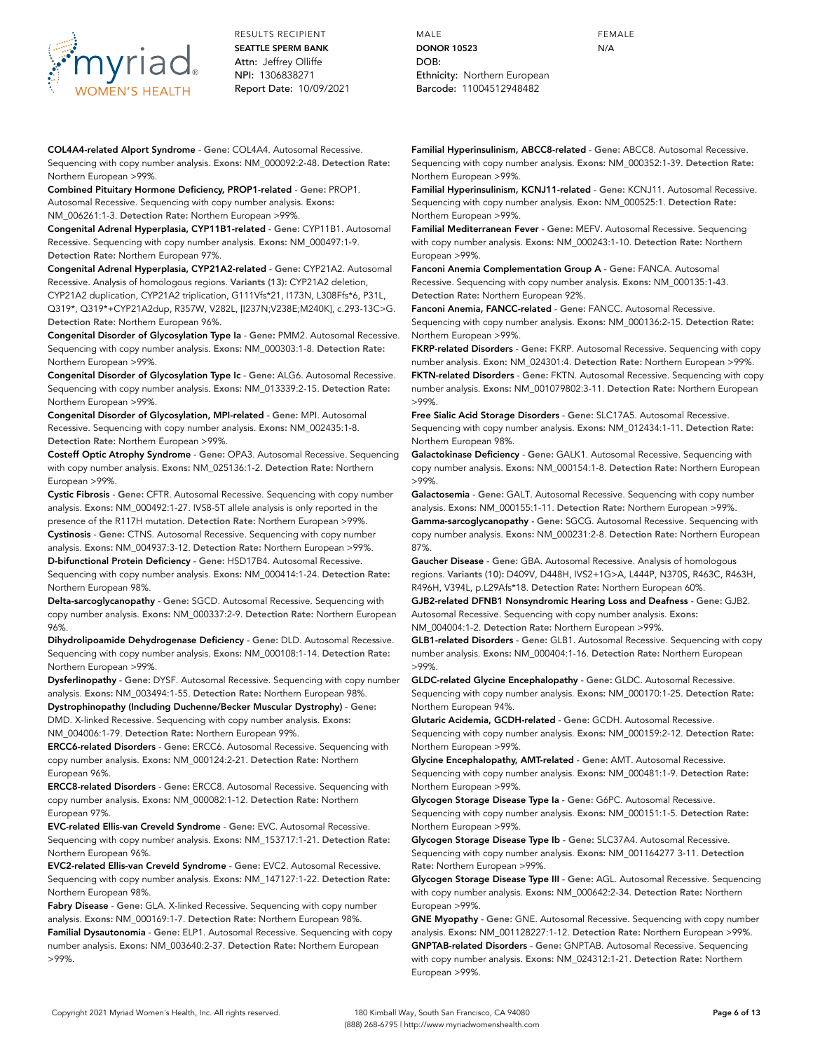**COL4A4-related Alport Syndrome** - **Gene:** COL4A4. Autosomal Recessive. Sequencing with copy number analysis. **Exons:** NM_000092:2-48. **Detection Rate:** Northern European >99%.

**Combined Pituitary Hormone Deficiency, PROP1-related** - **Gene:** PROP1. Autosomal Recessive. Sequencing with copy number analysis. **Exons:** NM_006261:1-3. **Detection Rate:** Northern European >99%.

**Congenital Adrenal Hyperplasia, CYP11B1-related** - **Gene:** CYP11B1. Autosomal Recessive. Sequencing with copy number analysis. **Exons:** NM_000497:1-9. **Detection Rate:** Northern European 97%.

**Congenital Adrenal Hyperplasia, CYP21A2-related** - **Gene:** CYP21A2. Autosomal Recessive. Analysis of homologous regions. **Variants (13):** CYP21A2 deletion, CYP21A2 duplication, CYP21A2 triplication, G111Vfs*21, I173N, L308Ffs*6, P31L, Q319*, Q319*+CYP21A2dup, R357W, V282L, [I237N;V238E;M240K], c.293-13C>G. **Detection Rate:** Northern European 96%.

**Congenital Disorder of Glycosylation Type Ia** - **Gene:** PMM2. Autosomal Recessive. Sequencing with copy number analysis. **Exons:** NM_000303:1-8. **Detection Rate:** Northern European >99%.

**Congenital Disorder of Glycosylation Type Ic** - **Gene:** ALG6. Autosomal Recessive. Sequencing with copy number analysis. **Exons:** NM_013339:2-15. **Detection Rate:** Northern European >99%.

**Congenital Disorder of Glycosylation, MPI-related** - **Gene:** MPI. Autosomal Recessive. Sequencing with copy number analysis. **Exons:** NM_002435:1-8. **Detection Rate:** Northern European >99%.

**Costeff Optic Atrophy Syndrome** - **Gene:** OPA3. Autosomal Recessive. Sequencing with copy number analysis. **Exons:** NM_025136:1-2. **Detection Rate:** Northern European >99%.

**Cystic Fibrosis** - **Gene:** CFTR. Autosomal Recessive. Sequencing with copy number analysis. **Exons:** NM_000492:1-27. IVS8-5T allele analysis is only reported in the presence of the R117H mutation. **Detection Rate:** Northern European >99%.

**Cystinosis** - **Gene:** CTNS. Autosomal Recessive. Sequencing with copy number analysis. **Exons:** NM_004937:3-12. **Detection Rate:** Northern European >99%.

**D-bifunctional Protein Deficiency** - **Gene:** HSD17B4. Autosomal Recessive. Sequencing with copy number analysis. **Exons:** NM_000414:1-24. **Detection Rate:** Northern European 98%.

**Delta-sarcoglycanopathy** - **Gene:** SGCD. Autosomal Recessive. Sequencing with copy number analysis. **Exons:** NM_000337:2-9. **Detection Rate:** Northern European 96%.

**Dihydrolipoamide Dehydrogenase Deficiency** - **Gene:** DLD. Autosomal Recessive. Sequencing with copy number analysis. **Exons:** NM_000108:1-14. **Detection Rate:** Northern European >99%.

**Dysferlinopathy** - **Gene:** DYSF. Autosomal Recessive. Sequencing with copy number analysis. **Exons:** NM_003494:1-55. **Detection Rate:** Northern European 98%.

**Dystrophinopathy (Including Duchenne/Becker Muscular Dystrophy)** - **Gene:** DMD. X-linked Recessive. Sequencing with copy number analysis. **Exons:** NM_004006:1-79. **Detection Rate:** Northern European 99%.

**ERCC6-related Disorders** - **Gene:** ERCC6. Autosomal Recessive. Sequencing with copy number analysis. **Exons:** NM_000124:2-21. **Detection Rate:** Northern European 96%.

**ERCC8-related Disorders** - **Gene:** ERCC8. Autosomal Recessive. Sequencing with copy number analysis. **Exons:** NM_000082:1-12. **Detection Rate:** Northern European 97%.

**EVC-related Ellis-van Creveld Syndrome** - **Gene:** EVC. Autosomal Recessive. Sequencing with copy number analysis. **Exons:** NM_153717:1-21. **Detection Rate:** Northern European 96%.

**EVC2-related Ellis-van Creveld Syndrome** - **Gene:** EVC2. Autosomal Recessive. Sequencing with copy number analysis. **Exons:** NM_147127:1-22. **Detection Rate:** Northern European 98%.

**Fabry Disease** - **Gene:** GLA. X-linked Recessive. Sequencing with copy number analysis. **Exons:** NM_000169:1-7. **Detection Rate:** Northern European 98%.

**Familial Dysautonomia** - **Gene:** ELP1. Autosomal Recessive. Sequencing with copy number analysis. **Exons:** NM_003640:2-37. **Detection Rate:** Northern European >99%.

**Familial Hyperinsulinism, ABCC8-related** - **Gene:** ABCC8. Autosomal Recessive. Sequencing with copy number analysis. **Exons:** NM_000352:1-39. **Detection Rate:** Northern European >99%.

**Familial Hyperinsulinism, KCNJ11-related** - **Gene:** KCNJ11. Autosomal Recessive. Sequencing with copy number analysis. **Exon:** NM_000525:1. **Detection Rate:** Northern European >99%.

**Familial Mediterranean Fever** - **Gene:** MEFV. Autosomal Recessive. Sequencing with copy number analysis. **Exons:** NM_000243:1-10. **Detection Rate:** Northern European >99%.

**Fanconi Anemia Complementation Group A** - **Gene:** FANCA. Autosomal Recessive. Sequencing with copy number analysis. **Exons:** NM_000135:1-43. **Detection Rate:** Northern European 92%.

**Fanconi Anemia, FANCC-related** - **Gene:** FANCC. Autosomal Recessive. Sequencing with copy number analysis. **Exons:** NM_000136:2-15. **Detection Rate:** Northern European >99%.

**FKRP-related Disorders** - **Gene:** FKRP. Autosomal Recessive. Sequencing with copy number analysis. **Exon:** NM_024301:4. **Detection Rate:** Northern European >99%.

**FKTN-related Disorders** - **Gene:** FKTN. Autosomal Recessive. Sequencing with copy number analysis. **Exons:** NM_001079802:3-11. **Detection Rate:** Northern European >99%.

**Free Sialic Acid Storage Disorders** - **Gene:** SLC17A5. Autosomal Recessive. Sequencing with copy number analysis. **Exons:** NM_012434:1-11. **Detection Rate:** Northern European 98%.

**Galactokinase Deficiency** - **Gene:** GALK1. Autosomal Recessive. Sequencing with copy number analysis. **Exons:** NM_000154:1-8. **Detection Rate:** Northern European >99%.

**Galactosemia** - **Gene:** GALT. Autosomal Recessive. Sequencing with copy number analysis. **Exons:** NM_000155:1-11. **Detection Rate:** Northern European >99%.

**Gamma-sarcoglycanopathy** - **Gene:** SGCG. Autosomal Recessive. Sequencing with copy number analysis. **Exons:** NM_000231:2-8. **Detection Rate:** Northern European 87%.

**Gaucher Disease** - **Gene:** GBA. Autosomal Recessive. Analysis of homologous regions. **Variants (10):** D409V, D448H, IVS2+1G>A, L444P, N370S, R463C, R463H, R496H, V394L, p.L29Afs*18. **Detection Rate:** Northern European 60%.

**GJB2-related DFNB1 Nonsyndromic Hearing Loss and Deafness** - **Gene:** GJB2. Autosomal Recessive. Sequencing with copy number analysis. **Exons:** NM_004004:1-2. **Detection Rate:** Northern European >99%.

**GLB1-related Disorders** - **Gene:** GLB1. Autosomal Recessive. Sequencing with copy number analysis. **Exons:** NM_000404:1-16. **Detection Rate:** Northern European >99%.

**GLDC-related Glycine Encephalopathy** - **Gene:** GLDC. Autosomal Recessive. Sequencing with copy number analysis. **Exons:** NM_000170:1-25. **Detection Rate:** Northern European 94%.

**Glutaric Acidemia, GCDH-related** - **Gene:** GCDH. Autosomal Recessive. Sequencing with copy number analysis. **Exons:** NM_000159:2-12. **Detection Rate:** Northern European >99%.

**Glycine Encephalopathy, AMT-related** - **Gene:** AMT. Autosomal Recessive. Sequencing with copy number analysis. **Exons:** NM_000481:1-9. **Detection Rate:** Northern European >99%.

**Glycogen Storage Disease Type Ia** - **Gene:** G6PC. Autosomal Recessive. Sequencing with copy number analysis. **Exons:** NM_000151:1-5. **Detection Rate:** Northern European >99%.

**Glycogen Storage Disease Type Ib** - **Gene:** SLC37A4. Autosomal Recessive. Sequencing with copy number analysis. **Exons:** NM_001164277 3-11. **Detection Rate:** Northern European >99%.

**Glycogen Storage Disease Type III** - **Gene:** AGL. Autosomal Recessive. Sequencing with copy number analysis. **Exons:** NM_000642:2-34. **Detection Rate:** Northern European >99%.

**GNE Myopathy** - **Gene:** GNE. Autosomal Recessive. Sequencing with copy number analysis. **Exons:** NM_001128227:1-12. **Detection Rate:** Northern European >99%.

**GNPTAB-related Disorders** - **Gene:** GNPTAB. Autosomal Recessive. Sequencing with copy number analysis. **Exons:** NM_024312:1-21. **Detection Rate:** Northern European >99%.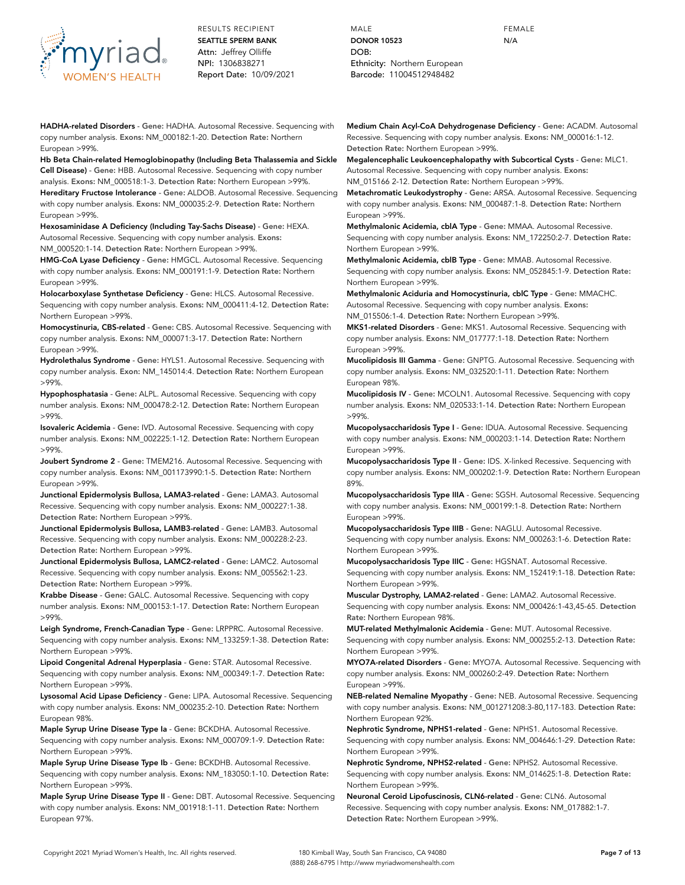RESULTS RECIPIENT
**SEATTLE SPERM BANK**
Attn: Jeffrey Olliffe
NPI: 1306838271
Report Date: 10/09/2021

MALE
**DONOR 10523**
DOB:
Ethnicity: Northern European
Barcode: 11004512948482

FEMALE
N/A

**HADHA-related Disorders** - **Gene:** HADHA. Autosomal Recessive. Sequencing with copy number analysis. **Exons:** NM_000182:1-20. **Detection Rate:** Northern European >99%.

**Hb Beta Chain-related Hemoglobinopathy (Including Beta Thalassemia and Sickle Cell Disease)** - **Gene:** HBB. Autosomal Recessive. Sequencing with copy number analysis. **Exons:** NM_000518:1-3. **Detection Rate:** Northern European >99%.

**Hereditary Fructose Intolerance** - **Gene:** ALDOB. Autosomal Recessive. Sequencing with copy number analysis. **Exons:** NM_000035:2-9. **Detection Rate:** Northern European >99%.

**Hexosaminidase A Deficiency (Including Tay-Sachs Disease)** - **Gene:** HEXA. Autosomal Recessive. Sequencing with copy number analysis. **Exons:** NM_000520:1-14. **Detection Rate:** Northern European >99%.

**HMG-CoA Lyase Deficiency** - **Gene:** HMGCL. Autosomal Recessive. Sequencing with copy number analysis. **Exons:** NM_000191:1-9. **Detection Rate:** Northern European >99%.

**Holocarboxylase Synthetase Deficiency** - **Gene:** HLCS. Autosomal Recessive. Sequencing with copy number analysis. **Exons:** NM_000411:4-12. **Detection Rate:** Northern European >99%.

**Homocystinuria, CBS-related** - **Gene:** CBS. Autosomal Recessive. Sequencing with copy number analysis. **Exons:** NM_000071:3-17. **Detection Rate:** Northern European >99%.

**Hydrolethalus Syndrome** - **Gene:** HYLS1. Autosomal Recessive. Sequencing with copy number analysis. **Exon:** NM_145014:4. **Detection Rate:** Northern European >99%.

**Hypophosphatasia** - **Gene:** ALPL. Autosomal Recessive. Sequencing with copy number analysis. **Exons:** NM_000478:2-12. **Detection Rate:** Northern European >99%.

**Isovaleric Acidemia** - **Gene:** IVD. Autosomal Recessive. Sequencing with copy number analysis. **Exons:** NM_002225:1-12. **Detection Rate:** Northern European >99%.

**Joubert Syndrome 2** - **Gene:** TMEM216. Autosomal Recessive. Sequencing with copy number analysis. **Exons:** NM_001173990:1-5. **Detection Rate:** Northern European >99%.

**Junctional Epidermolysis Bullosa, LAMA3-related** - **Gene:** LAMA3. Autosomal Recessive. Sequencing with copy number analysis. **Exons:** NM_000227:1-38. **Detection Rate:** Northern European >99%.

**Junctional Epidermolysis Bullosa, LAMB3-related** - **Gene:** LAMB3. Autosomal Recessive. Sequencing with copy number analysis. **Exons:** NM_000228:2-23. **Detection Rate:** Northern European >99%.

**Junctional Epidermolysis Bullosa, LAMC2-related** - **Gene:** LAMC2. Autosomal Recessive. Sequencing with copy number analysis. **Exons:** NM_005562:1-23. **Detection Rate:** Northern European >99%.

**Krabbe Disease** - **Gene:** GALC. Autosomal Recessive. Sequencing with copy number analysis. **Exons:** NM_000153:1-17. **Detection Rate:** Northern European >99%.

**Leigh Syndrome, French-Canadian Type** - **Gene:** LRPPRC. Autosomal Recessive. Sequencing with copy number analysis. **Exons:** NM_133259:1-38. **Detection Rate:** Northern European >99%.

**Lipoid Congenital Adrenal Hyperplasia** - **Gene:** STAR. Autosomal Recessive. Sequencing with copy number analysis. **Exons:** NM_000349:1-7. **Detection Rate:** Northern European >99%.

**Lysosomal Acid Lipase Deficiency** - **Gene:** LIPA. Autosomal Recessive. Sequencing with copy number analysis. **Exons:** NM_000235:2-10. **Detection Rate:** Northern European 98%.

**Maple Syrup Urine Disease Type Ia** - **Gene:** BCKDHA. Autosomal Recessive. Sequencing with copy number analysis. **Exons:** NM_000709:1-9. **Detection Rate:** Northern European >99%.

**Maple Syrup Urine Disease Type Ib** - **Gene:** BCKDHB. Autosomal Recessive. Sequencing with copy number analysis. **Exons:** NM_183050:1-10. **Detection Rate:** Northern European >99%.

**Maple Syrup Urine Disease Type II** - **Gene:** DBT. Autosomal Recessive. Sequencing with copy number analysis. **Exons:** NM_001918:1-11. **Detection Rate:** Northern European 97%.

**Medium Chain Acyl-CoA Dehydrogenase Deficiency** - **Gene:** ACADM. Autosomal Recessive. Sequencing with copy number analysis. **Exons:** NM_000016:1-12. **Detection Rate:** Northern European >99%.

**Megalencephalic Leukoencephalopathy with Subcortical Cysts** - **Gene:** MLC1. Autosomal Recessive. Sequencing with copy number analysis. **Exons:** NM_015166 2-12. **Detection Rate:** Northern European >99%.

**Metachromatic Leukodystrophy** - **Gene:** ARSA. Autosomal Recessive. Sequencing with copy number analysis. **Exons:** NM_000487:1-8. **Detection Rate:** Northern European >99%.

**Methylmalonic Acidemia, cblA Type** - **Gene:** MMAA. Autosomal Recessive. Sequencing with copy number analysis. **Exons:** NM_172250:2-7. **Detection Rate:** Northern European >99%.

**Methylmalonic Acidemia, cblB Type** - **Gene:** MMAB. Autosomal Recessive. Sequencing with copy number analysis. **Exons:** NM_052845:1-9. **Detection Rate:** Northern European >99%.

**Methylmalonic Aciduria and Homocystinuria, cblC Type** - **Gene:** MMACHC. Autosomal Recessive. Sequencing with copy number analysis. **Exons:** NM_015506:1-4. **Detection Rate:** Northern European >99%.

**MKS1-related Disorders** - **Gene:** MKS1. Autosomal Recessive. Sequencing with copy number analysis. **Exons:** NM_017777:1-18. **Detection Rate:** Northern European >99%.

**Mucolipidosis III Gamma** - **Gene:** GNPTG. Autosomal Recessive. Sequencing with copy number analysis. **Exons:** NM_032520:1-11. **Detection Rate:** Northern European 98%.

**Mucolipidosis IV** - **Gene:** MCOLN1. Autosomal Recessive. Sequencing with copy number analysis. **Exons:** NM_020533:1-14. **Detection Rate:** Northern European >99%.

**Mucopolysaccharidosis Type I** - **Gene:** IDUA. Autosomal Recessive. Sequencing with copy number analysis. **Exons:** NM_000203:1-14. **Detection Rate:** Northern European >99%.

**Mucopolysaccharidosis Type II** - **Gene:** IDS. X-linked Recessive. Sequencing with copy number analysis. **Exons:** NM_000202:1-9. **Detection Rate:** Northern European 89%.

**Mucopolysaccharidosis Type IIIA** - **Gene:** SGSH. Autosomal Recessive. Sequencing with copy number analysis. **Exons:** NM_000199:1-8. **Detection Rate:** Northern European >99%.

**Mucopolysaccharidosis Type IIIB** - **Gene:** NAGLU. Autosomal Recessive. Sequencing with copy number analysis. **Exons:** NM_000263:1-6. **Detection Rate:** Northern European >99%.

**Mucopolysaccharidosis Type IIIC** - **Gene:** HGSNAT. Autosomal Recessive. Sequencing with copy number analysis. **Exons:** NM_152419:1-18. **Detection Rate:** Northern European >99%.

**Muscular Dystrophy, LAMA2-related** - **Gene:** LAMA2. Autosomal Recessive. Sequencing with copy number analysis. **Exons:** NM_000426:1-43,45-65. **Detection Rate:** Northern European 98%.

**MUT-related Methylmalonic Acidemia** - **Gene:** MUT. Autosomal Recessive. Sequencing with copy number analysis. **Exons:** NM_000255:2-13. **Detection Rate:** Northern European >99%.

**MYO7A-related Disorders** - **Gene:** MYO7A. Autosomal Recessive. Sequencing with copy number analysis. **Exons:** NM_000260:2-49. **Detection Rate:** Northern European >99%.

**NEB-related Nemaline Myopathy** - **Gene:** NEB. Autosomal Recessive. Sequencing with copy number analysis. **Exons:** NM_001271208:3-80,117-183. **Detection Rate:** Northern European 92%.

**Nephrotic Syndrome, NPHS1-related** - **Gene:** NPHS1. Autosomal Recessive. Sequencing with copy number analysis. **Exons:** NM_004646:1-29. **Detection Rate:** Northern European >99%.

**Nephrotic Syndrome, NPHS2-related** - **Gene:** NPHS2. Autosomal Recessive. Sequencing with copy number analysis. **Exons:** NM_014625:1-8. **Detection Rate:** Northern European >99%.

**Neuronal Ceroid Lipofuscinosis, CLN6-related** - **Gene:** CLN6. Autosomal Recessive. Sequencing with copy number analysis. **Exons:** NM_017882:1-7. **Detection Rate:** Northern European >99%.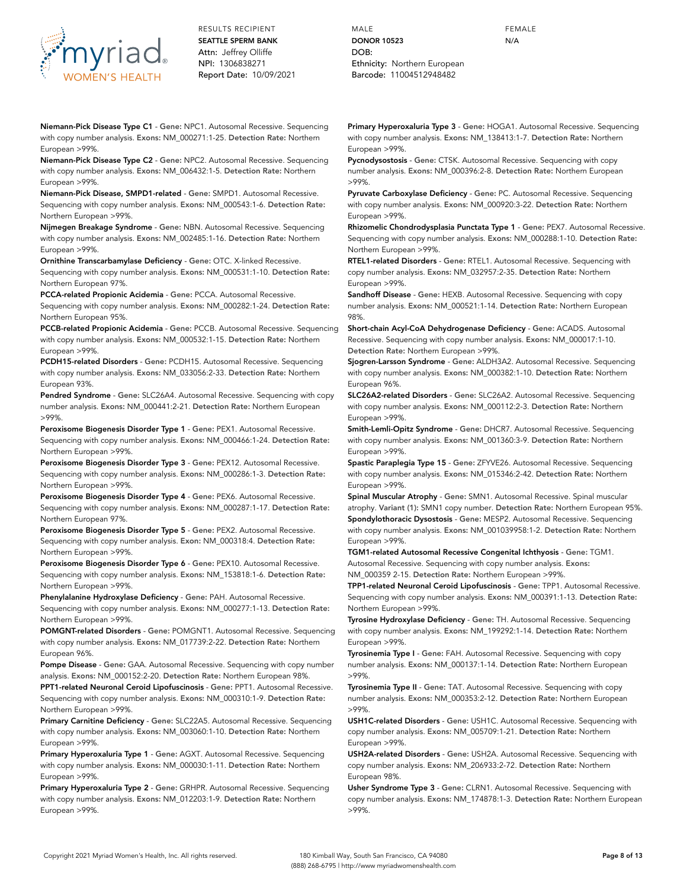RESULTS RECIPIENT
**SEATTLE SPERM BANK**
Attn: Jeffrey Olliffe
NPI: 1306838271
Report Date: 10/09/2021

MALE
**DONOR 10523**
DOB:
Ethnicity: Northern European
Barcode: 11004512948482

FEMALE
N/A

**Niemann-Pick Disease Type C1** - **Gene:** NPC1. Autosomal Recessive. Sequencing with copy number analysis. **Exons:** NM_000271:1-25. **Detection Rate:** Northern European >99%.

**Niemann-Pick Disease Type C2** - **Gene:** NPC2. Autosomal Recessive. Sequencing with copy number analysis. **Exons:** NM_006432:1-5. **Detection Rate:** Northern European >99%.

**Niemann-Pick Disease, SMPD1-related** - **Gene:** SMPD1. Autosomal Recessive. Sequencing with copy number analysis. **Exons:** NM_000543:1-6. **Detection Rate:** Northern European >99%.

**Nijmegen Breakage Syndrome** - **Gene:** NBN. Autosomal Recessive. Sequencing with copy number analysis. **Exons:** NM_002485:1-16. **Detection Rate:** Northern European >99%.

**Ornithine Transcarbamylase Deficiency** - **Gene:** OTC. X-linked Recessive. Sequencing with copy number analysis. **Exons:** NM_000531:1-10. **Detection Rate:** Northern European 97%.

**PCCA-related Propionic Acidemia** - **Gene:** PCCA. Autosomal Recessive. Sequencing with copy number analysis. **Exons:** NM_000282:1-24. **Detection Rate:** Northern European 95%.

**PCCB-related Propionic Acidemia** - **Gene:** PCCB. Autosomal Recessive. Sequencing with copy number analysis. **Exons:** NM_000532:1-15. **Detection Rate:** Northern European >99%.

**PCDH15-related Disorders** - **Gene:** PCDH15. Autosomal Recessive. Sequencing with copy number analysis. **Exons:** NM_033056:2-33. **Detection Rate:** Northern European 93%.

**Pendred Syndrome** - **Gene:** SLC26A4. Autosomal Recessive. Sequencing with copy number analysis. **Exons:** NM_000441:2-21. **Detection Rate:** Northern European >99%.

**Peroxisome Biogenesis Disorder Type 1** - **Gene:** PEX1. Autosomal Recessive. Sequencing with copy number analysis. **Exons:** NM_000466:1-24. **Detection Rate:** Northern European >99%.

**Peroxisome Biogenesis Disorder Type 3** - **Gene:** PEX12. Autosomal Recessive. Sequencing with copy number analysis. **Exons:** NM_000286:1-3. **Detection Rate:** Northern European >99%.

**Peroxisome Biogenesis Disorder Type 4** - **Gene:** PEX6. Autosomal Recessive. Sequencing with copy number analysis. **Exons:** NM_000287:1-17. **Detection Rate:** Northern European 97%.

**Peroxisome Biogenesis Disorder Type 5** - **Gene:** PEX2. Autosomal Recessive. Sequencing with copy number analysis. **Exon:** NM_000318:4. **Detection Rate:** Northern European >99%.

**Peroxisome Biogenesis Disorder Type 6** - **Gene:** PEX10. Autosomal Recessive. Sequencing with copy number analysis. **Exons:** NM_153818:1-6. **Detection Rate:** Northern European >99%.

**Phenylalanine Hydroxylase Deficiency** - **Gene:** PAH. Autosomal Recessive. Sequencing with copy number analysis. **Exons:** NM_000277:1-13. **Detection Rate:** Northern European >99%.

**POMGNT-related Disorders** - **Gene:** POMGNT1. Autosomal Recessive. Sequencing with copy number analysis. **Exons:** NM_017739:2-22. **Detection Rate:** Northern European 96%.

**Pompe Disease** - **Gene:** GAA. Autosomal Recessive. Sequencing with copy number analysis. **Exons:** NM_000152:2-20. **Detection Rate:** Northern European 98%.

**PPT1-related Neuronal Ceroid Lipofuscinosis** - **Gene:** PPT1. Autosomal Recessive. Sequencing with copy number analysis. **Exons:** NM_000310:1-9. **Detection Rate:** Northern European >99%.

**Primary Carnitine Deficiency** - **Gene:** SLC22A5. Autosomal Recessive. Sequencing with copy number analysis. **Exons:** NM_003060:1-10. **Detection Rate:** Northern European >99%.

**Primary Hyperoxaluria Type 1** - **Gene:** AGXT. Autosomal Recessive. Sequencing with copy number analysis. **Exons:** NM_000030:1-11. **Detection Rate:** Northern European >99%.

**Primary Hyperoxaluria Type 2** - **Gene:** GRHPR. Autosomal Recessive. Sequencing with copy number analysis. **Exons:** NM_012203:1-9. **Detection Rate:** Northern European >99%.

**Primary Hyperoxaluria Type 3** - **Gene:** HOGA1. Autosomal Recessive. Sequencing with copy number analysis. **Exons:** NM_138413:1-7. **Detection Rate:** Northern European >99%.

**Pycnodysostosis** - **Gene:** CTSK. Autosomal Recessive. Sequencing with copy number analysis. **Exons:** NM_000396:2-8. **Detection Rate:** Northern European >99%.

**Pyruvate Carboxylase Deficiency** - **Gene:** PC. Autosomal Recessive. Sequencing with copy number analysis. **Exons:** NM_000920:3-22. **Detection Rate:** Northern European >99%.

**Rhizomelic Chondrodysplasia Punctata Type 1** - **Gene:** PEX7. Autosomal Recessive. Sequencing with copy number analysis. **Exons:** NM_000288:1-10. **Detection Rate:** Northern European >99%.

**RTEL1-related Disorders** - **Gene:** RTEL1. Autosomal Recessive. Sequencing with copy number analysis. **Exons:** NM_032957:2-35. **Detection Rate:** Northern European >99%.

**Sandhoff Disease** - **Gene:** HEXB. Autosomal Recessive. Sequencing with copy number analysis. **Exons:** NM_000521:1-14. **Detection Rate:** Northern European 98%.

**Short-chain Acyl-CoA Dehydrogenase Deficiency** - **Gene:** ACADS. Autosomal Recessive. Sequencing with copy number analysis. **Exons:** NM_000017:1-10. **Detection Rate:** Northern European >99%.

**Sjogren-Larsson Syndrome** - **Gene:** ALDH3A2. Autosomal Recessive. Sequencing with copy number analysis. **Exons:** NM_000382:1-10. **Detection Rate:** Northern European 96%.

**SLC26A2-related Disorders** - **Gene:** SLC26A2. Autosomal Recessive. Sequencing with copy number analysis. **Exons:** NM_000112:2-3. **Detection Rate:** Northern European >99%.

**Smith-Lemli-Opitz Syndrome** - **Gene:** DHCR7. Autosomal Recessive. Sequencing with copy number analysis. **Exons:** NM_001360:3-9. **Detection Rate:** Northern European >99%.

**Spastic Paraplegia Type 15** - **Gene:** ZFYVE26. Autosomal Recessive. Sequencing with copy number analysis. **Exons:** NM_015346:2-42. **Detection Rate:** Northern European >99%.

**Spinal Muscular Atrophy** - **Gene:** SMN1. Autosomal Recessive. Spinal muscular atrophy. **Variant (1):** SMN1 copy number. **Detection Rate:** Northern European 95%.

**Spondylothoracic Dysostosis** - **Gene:** MESP2. Autosomal Recessive. Sequencing with copy number analysis. **Exons:** NM_001039958:1-2. **Detection Rate:** Northern European >99%.

**TGM1-related Autosomal Recessive Congenital Ichthyosis** - **Gene:** TGM1. Autosomal Recessive. Sequencing with copy number analysis. **Exons:** NM_000359 2-15. **Detection Rate:** Northern European >99%.

**TPP1-related Neuronal Ceroid Lipofuscinosis** - **Gene:** TPP1. Autosomal Recessive. Sequencing with copy number analysis. **Exons:** NM_000391:1-13. **Detection Rate:** Northern European >99%.

**Tyrosine Hydroxylase Deficiency** - **Gene:** TH. Autosomal Recessive. Sequencing with copy number analysis. **Exons:** NM_199292:1-14. **Detection Rate:** Northern European >99%.

**Tyrosinemia Type I** - **Gene:** FAH. Autosomal Recessive. Sequencing with copy number analysis. **Exons:** NM_000137:1-14. **Detection Rate:** Northern European >99%.

**Tyrosinemia Type II** - **Gene:** TAT. Autosomal Recessive. Sequencing with copy number analysis. **Exons:** NM_000353:2-12. **Detection Rate:** Northern European >99%.

**USH1C-related Disorders** - **Gene:** USH1C. Autosomal Recessive. Sequencing with copy number analysis. **Exons:** NM_005709:1-21. **Detection Rate:** Northern European >99%.

**USH2A-related Disorders** - **Gene:** USH2A. Autosomal Recessive. Sequencing with copy number analysis. **Exons:** NM_206933:2-72. **Detection Rate:** Northern European 98%.

**Usher Syndrome Type 3** - **Gene:** CLRN1. Autosomal Recessive. Sequencing with copy number analysis. **Exons:** NM_174878:1-3. **Detection Rate:** Northern European >99%.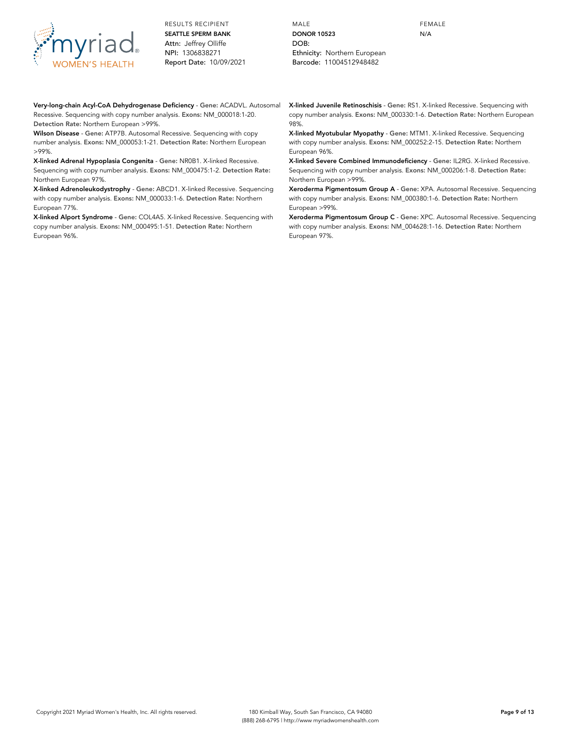**Very-long-chain Acyl-CoA Dehydrogenase Deficiency** - **Gene:** ACADVL. Autosomal Recessive. Sequencing with copy number analysis. **Exons:** NM_000018:1-20. **Detection Rate:** Northern European >99%.

**Wilson Disease** - **Gene:** ATP7B. Autosomal Recessive. Sequencing with copy number analysis. **Exons:** NM_000053:1-21. **Detection Rate:** Northern European >99%.

**X-linked Adrenal Hypoplasia Congenita** - **Gene:** NR0B1. X-linked Recessive. Sequencing with copy number analysis. **Exons:** NM_000475:1-2. **Detection Rate:** Northern European 97%.

**X-linked Adrenoleukodystrophy** - **Gene:** ABCD1. X-linked Recessive. Sequencing with copy number analysis. **Exons:** NM_000033:1-6. **Detection Rate:** Northern European 77%.

**X-linked Alport Syndrome** - **Gene:** COL4A5. X-linked Recessive. Sequencing with copy number analysis. **Exons:** NM_000495:1-51. **Detection Rate:** Northern European 96%.

**X-linked Juvenile Retinoschisis** - **Gene:** RS1. X-linked Recessive. Sequencing with copy number analysis. **Exons:** NM_000330:1-6. **Detection Rate:** Northern European 98%.

**X-linked Myotubular Myopathy** - **Gene:** MTM1. X-linked Recessive. Sequencing with copy number analysis. **Exons:** NM_000252:2-15. **Detection Rate:** Northern European 96%.

**X-linked Severe Combined Immunodeficiency** - **Gene:** IL2RG. X-linked Recessive. Sequencing with copy number analysis. **Exons:** NM_000206:1-8. **Detection Rate:** Northern European >99%.

**Xeroderma Pigmentosum Group A** - **Gene:** XPA. Autosomal Recessive. Sequencing with copy number analysis. **Exons:** NM_000380:1-6. **Detection Rate:** Northern European >99%.

**Xeroderma Pigmentosum Group C** - **Gene:** XPC. Autosomal Recessive. Sequencing with copy number analysis. **Exons:** NM_004628:1-16. **Detection Rate:** Northern European 97%.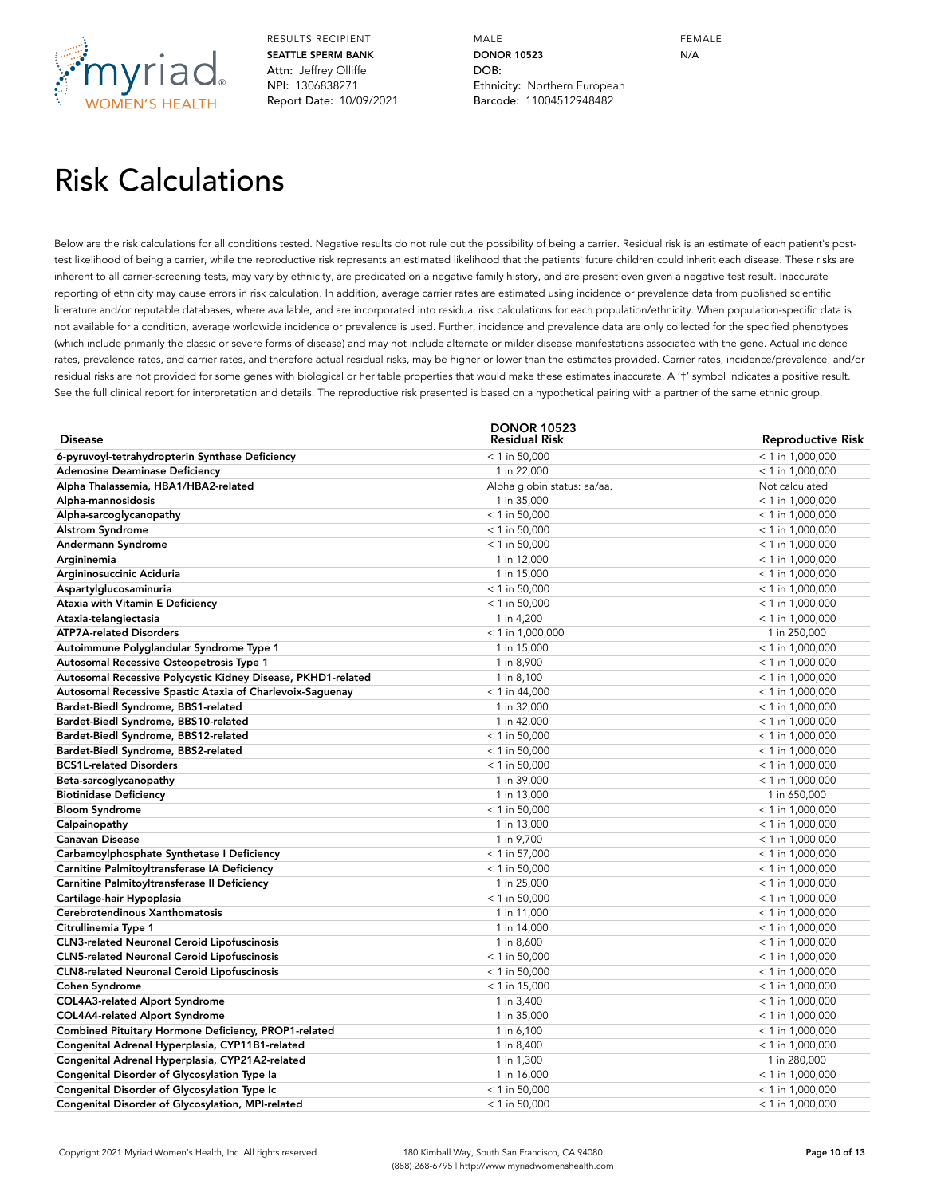RESULTS RECIPIENT
**SEATTLE SPERM BANK**
Attn: Jeffrey Olliffe
NPI: 1306838271
Report Date: 10/09/2021

MALE
**DONOR 10523**
DOB:
Ethnicity: Northern European
Barcode: 11004512948482

FEMALE
N/A

# Risk Calculations

Below are the risk calculations for all conditions tested. Negative results do not rule out the possibility of being a carrier. Residual risk is an estimate of each patient's post-test likelihood of being a carrier, while the reproductive risk represents an estimated likelihood that the patients' future children could inherit each disease. These risks are inherent to all carrier-screening tests, may vary by ethnicity, are predicated on a negative family history, and are present even given a negative test result. Inaccurate reporting of ethnicity may cause errors in risk calculation. In addition, average carrier rates are estimated using incidence or prevalence data from published scientific literature and/or reputable databases, where available, and are incorporated into residual risk calculations for each population/ethnicity. When population-specific data is not available for a condition, average worldwide incidence or prevalence is used. Further, incidence and prevalence data are only collected for the specified phenotypes (which include primarily the classic or severe forms of disease) and may not include alternate or milder disease manifestations associated with the gene. Actual incidence rates, prevalence rates, and carrier rates, and therefore actual residual risks, may be higher or lower than the estimates provided. Carrier rates, incidence/prevalence, and/or residual risks are not provided for some genes with biological or heritable properties that would make these estimates inaccurate. A '†' symbol indicates a positive result. See the full clinical report for interpretation and details. The reproductive risk presented is based on a hypothetical pairing with a partner of the same ethnic group.

| Disease | DONOR 10523 Residual Risk | Reproductive Risk |
|---|---|---|
| **6-pyruvoyl-tetrahydropterin Synthase Deficiency** | < 1 in 50,000 | < 1 in 1,000,000 |
| **Adenosine Deaminase Deficiency** | 1 in 22,000 | < 1 in 1,000,000 |
| **Alpha Thalassemia, HBA1/HBA2-related** | Alpha globin status: aa/aa. | Not calculated |
| **Alpha-mannosidosis** | 1 in 35,000 | < 1 in 1,000,000 |
| **Alpha-sarcoglycanopathy** | < 1 in 50,000 | < 1 in 1,000,000 |
| **Alstrom Syndrome** | < 1 in 50,000 | < 1 in 1,000,000 |
| **Andermann Syndrome** | < 1 in 50,000 | < 1 in 1,000,000 |
| **Argininemia** | 1 in 12,000 | < 1 in 1,000,000 |
| **Argininosuccinic Aciduria** | 1 in 15,000 | < 1 in 1,000,000 |
| **Aspartylglucosaminuria** | < 1 in 50,000 | < 1 in 1,000,000 |
| **Ataxia with Vitamin E Deficiency** | < 1 in 50,000 | < 1 in 1,000,000 |
| **Ataxia-telangiectasia** | 1 in 4,200 | < 1 in 1,000,000 |
| **ATP7A-related Disorders** | < 1 in 1,000,000 | 1 in 250,000 |
| **Autoimmune Polyglandular Syndrome Type 1** | 1 in 15,000 | < 1 in 1,000,000 |
| **Autosomal Recessive Osteopetrosis Type 1** | 1 in 8,900 | < 1 in 1,000,000 |
| **Autosomal Recessive Polycystic Kidney Disease, PKHD1-related** | 1 in 8,100 | < 1 in 1,000,000 |
| **Autosomal Recessive Spastic Ataxia of Charlevoix-Saguenay** | < 1 in 44,000 | < 1 in 1,000,000 |
| **Bardet-Biedl Syndrome, BBS1-related** | 1 in 32,000 | < 1 in 1,000,000 |
| **Bardet-Biedl Syndrome, BBS10-related** | 1 in 42,000 | < 1 in 1,000,000 |
| **Bardet-Biedl Syndrome, BBS12-related** | < 1 in 50,000 | < 1 in 1,000,000 |
| **Bardet-Biedl Syndrome, BBS2-related** | < 1 in 50,000 | < 1 in 1,000,000 |
| **BCS1L-related Disorders** | < 1 in 50,000 | < 1 in 1,000,000 |
| **Beta-sarcoglycanopathy** | 1 in 39,000 | < 1 in 1,000,000 |
| **Biotinidase Deficiency** | 1 in 13,000 | 1 in 650,000 |
| **Bloom Syndrome** | < 1 in 50,000 | < 1 in 1,000,000 |
| **Calpainopathy** | 1 in 13,000 | < 1 in 1,000,000 |
| **Canavan Disease** | 1 in 9,700 | < 1 in 1,000,000 |
| **Carbamoylphosphate Synthetase I Deficiency** | < 1 in 57,000 | < 1 in 1,000,000 |
| **Carnitine Palmitoyltransferase IA Deficiency** | < 1 in 50,000 | < 1 in 1,000,000 |
| **Carnitine Palmitoyltransferase II Deficiency** | 1 in 25,000 | < 1 in 1,000,000 |
| **Cartilage-hair Hypoplasia** | < 1 in 50,000 | < 1 in 1,000,000 |
| **Cerebrotendinous Xanthomatosis** | 1 in 11,000 | < 1 in 1,000,000 |
| **Citrullinemia Type 1** | 1 in 14,000 | < 1 in 1,000,000 |
| **CLN3-related Neuronal Ceroid Lipofuscinosis** | 1 in 8,600 | < 1 in 1,000,000 |
| **CLN5-related Neuronal Ceroid Lipofuscinosis** | < 1 in 50,000 | < 1 in 1,000,000 |
| **CLN8-related Neuronal Ceroid Lipofuscinosis** | < 1 in 50,000 | < 1 in 1,000,000 |
| **Cohen Syndrome** | < 1 in 15,000 | < 1 in 1,000,000 |
| **COL4A3-related Alport Syndrome** | 1 in 3,400 | < 1 in 1,000,000 |
| **COL4A4-related Alport Syndrome** | 1 in 35,000 | < 1 in 1,000,000 |
| **Combined Pituitary Hormone Deficiency, PROP1-related** | 1 in 6,100 | < 1 in 1,000,000 |
| **Congenital Adrenal Hyperplasia, CYP11B1-related** | 1 in 8,400 | < 1 in 1,000,000 |
| **Congenital Adrenal Hyperplasia, CYP21A2-related** | 1 in 1,300 | 1 in 280,000 |
| **Congenital Disorder of Glycosylation Type Ia** | 1 in 16,000 | < 1 in 1,000,000 |
| **Congenital Disorder of Glycosylation Type Ic** | < 1 in 50,000 | < 1 in 1,000,000 |
| **Congenital Disorder of Glycosylation, MPI-related** | < 1 in 50,000 | < 1 in 1,000,000 |

Copyright 2021 Myriad Women's Health, Inc. All rights reserved.

180 Kimball Way, South San Francisco, CA 94080
(888) 268-6795 | http://www.myriadwomenshealth.com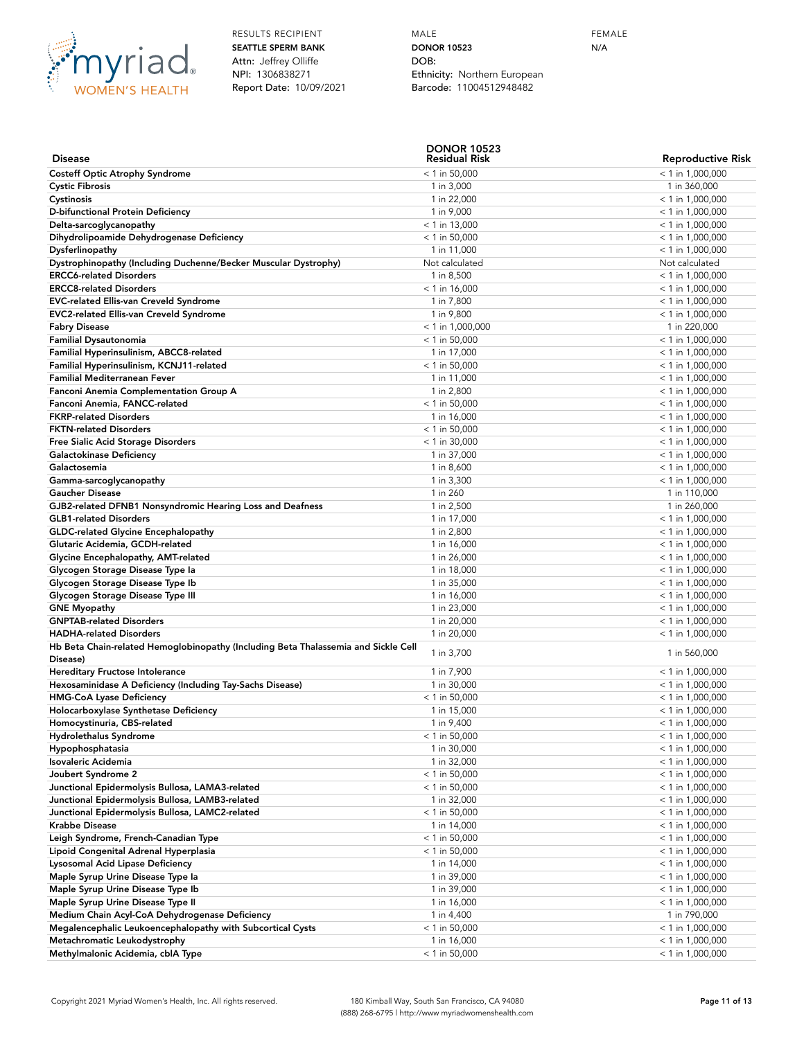RESULTS RECIPIENT
**SEATTLE SPERM BANK**
Attn: Jeffrey Olliffe
NPI: 1306838271
Report Date: 10/09/2021

MALE
**DONOR 10523**
DOB:
Ethnicity: Northern European
Barcode: 11004512948482

FEMALE
N/A

| Disease | DONOR 10523 Residual Risk | Reproductive Risk |
|---|---|---|
| **Costeff Optic Atrophy Syndrome** | < 1 in 50,000 | < 1 in 1,000,000 |
| **Cystic Fibrosis** | 1 in 3,000 | 1 in 360,000 |
| **Cystinosis** | 1 in 22,000 | < 1 in 1,000,000 |
| **D-bifunctional Protein Deficiency** | 1 in 9,000 | < 1 in 1,000,000 |
| **Delta-sarcoglycanopathy** | < 1 in 13,000 | < 1 in 1,000,000 |
| **Dihydrolipoamide Dehydrogenase Deficiency** | < 1 in 50,000 | < 1 in 1,000,000 |
| **Dysferlinopathy** | 1 in 11,000 | < 1 in 1,000,000 |
| **Dystrophinopathy (Including Duchenne/Becker Muscular Dystrophy)** | Not calculated | Not calculated |
| **ERCC6-related Disorders** | 1 in 8,500 | < 1 in 1,000,000 |
| **ERCC8-related Disorders** | < 1 in 16,000 | < 1 in 1,000,000 |
| **EVC-related Ellis-van Creveld Syndrome** | 1 in 7,800 | < 1 in 1,000,000 |
| **EVC2-related Ellis-van Creveld Syndrome** | 1 in 9,800 | < 1 in 1,000,000 |
| **Fabry Disease** | < 1 in 1,000,000 | 1 in 220,000 |
| **Familial Dysautonomia** | < 1 in 50,000 | < 1 in 1,000,000 |
| **Familial Hyperinsulinism, ABCC8-related** | 1 in 17,000 | < 1 in 1,000,000 |
| **Familial Hyperinsulinism, KCNJ11-related** | < 1 in 50,000 | < 1 in 1,000,000 |
| **Familial Mediterranean Fever** | 1 in 11,000 | < 1 in 1,000,000 |
| **Fanconi Anemia Complementation Group A** | 1 in 2,800 | < 1 in 1,000,000 |
| **Fanconi Anemia, FANCC-related** | < 1 in 50,000 | < 1 in 1,000,000 |
| **FKRP-related Disorders** | 1 in 16,000 | < 1 in 1,000,000 |
| **FKTN-related Disorders** | < 1 in 50,000 | < 1 in 1,000,000 |
| **Free Sialic Acid Storage Disorders** | < 1 in 30,000 | < 1 in 1,000,000 |
| **Galactokinase Deficiency** | 1 in 37,000 | < 1 in 1,000,000 |
| **Galactosemia** | 1 in 8,600 | < 1 in 1,000,000 |
| **Gamma-sarcoglycanopathy** | 1 in 3,300 | < 1 in 1,000,000 |
| **Gaucher Disease** | 1 in 260 | 1 in 110,000 |
| **GJB2-related DFNB1 Nonsyndromic Hearing Loss and Deafness** | 1 in 2,500 | 1 in 260,000 |
| **GLB1-related Disorders** | 1 in 17,000 | < 1 in 1,000,000 |
| **GLDC-related Glycine Encephalopathy** | 1 in 2,800 | < 1 in 1,000,000 |
| **Glutaric Acidemia, GCDH-related** | 1 in 16,000 | < 1 in 1,000,000 |
| **Glycine Encephalopathy, AMT-related** | 1 in 26,000 | < 1 in 1,000,000 |
| **Glycogen Storage Disease Type Ia** | 1 in 18,000 | < 1 in 1,000,000 |
| **Glycogen Storage Disease Type Ib** | 1 in 35,000 | < 1 in 1,000,000 |
| **Glycogen Storage Disease Type III** | 1 in 16,000 | < 1 in 1,000,000 |
| **GNE Myopathy** | 1 in 23,000 | < 1 in 1,000,000 |
| **GNPTAB-related Disorders** | 1 in 20,000 | < 1 in 1,000,000 |
| **HADHA-related Disorders** | 1 in 20,000 | < 1 in 1,000,000 |
| **Hb Beta Chain-related Hemoglobinopathy (Including Beta Thalassemia and Sickle Cell Disease)** | 1 in 3,700 | 1 in 560,000 |
| **Hereditary Fructose Intolerance** | 1 in 7,900 | < 1 in 1,000,000 |
| **Hexosaminidase A Deficiency (Including Tay-Sachs Disease)** | 1 in 30,000 | < 1 in 1,000,000 |
| **HMG-CoA Lyase Deficiency** | < 1 in 50,000 | < 1 in 1,000,000 |
| **Holocarboxylase Synthetase Deficiency** | 1 in 15,000 | < 1 in 1,000,000 |
| **Homocystinuria, CBS-related** | 1 in 9,400 | < 1 in 1,000,000 |
| **Hydrolethalus Syndrome** | < 1 in 50,000 | < 1 in 1,000,000 |
| **Hypophosphatasia** | 1 in 30,000 | < 1 in 1,000,000 |
| **Isovaleric Acidemia** | 1 in 32,000 | < 1 in 1,000,000 |
| **Joubert Syndrome 2** | < 1 in 50,000 | < 1 in 1,000,000 |
| **Junctional Epidermolysis Bullosa, LAMA3-related** | < 1 in 50,000 | < 1 in 1,000,000 |
| **Junctional Epidermolysis Bullosa, LAMB3-related** | 1 in 32,000 | < 1 in 1,000,000 |
| **Junctional Epidermolysis Bullosa, LAMC2-related** | < 1 in 50,000 | < 1 in 1,000,000 |
| **Krabbe Disease** | 1 in 14,000 | < 1 in 1,000,000 |
| **Leigh Syndrome, French-Canadian Type** | < 1 in 50,000 | < 1 in 1,000,000 |
| **Lipoid Congenital Adrenal Hyperplasia** | < 1 in 50,000 | < 1 in 1,000,000 |
| **Lysosomal Acid Lipase Deficiency** | 1 in 14,000 | < 1 in 1,000,000 |
| **Maple Syrup Urine Disease Type Ia** | 1 in 39,000 | < 1 in 1,000,000 |
| **Maple Syrup Urine Disease Type Ib** | 1 in 39,000 | < 1 in 1,000,000 |
| **Maple Syrup Urine Disease Type II** | 1 in 16,000 | < 1 in 1,000,000 |
| **Medium Chain Acyl-CoA Dehydrogenase Deficiency** | 1 in 4,400 | 1 in 790,000 |
| **Megalencephalic Leukoencephalopathy with Subcortical Cysts** | < 1 in 50,000 | < 1 in 1,000,000 |
| **Metachromatic Leukodystrophy** | 1 in 16,000 | < 1 in 1,000,000 |
| **Methylmalonic Acidemia, cblA Type** | < 1 in 50,000 | < 1 in 1,000,000 |

Copyright 2021 Myriad Women's Health, Inc. All rights reserved. 180 Kimball Way, South San Francisco, CA 94080 (888) 268-6795 | http://www.myriadwomenshealth.com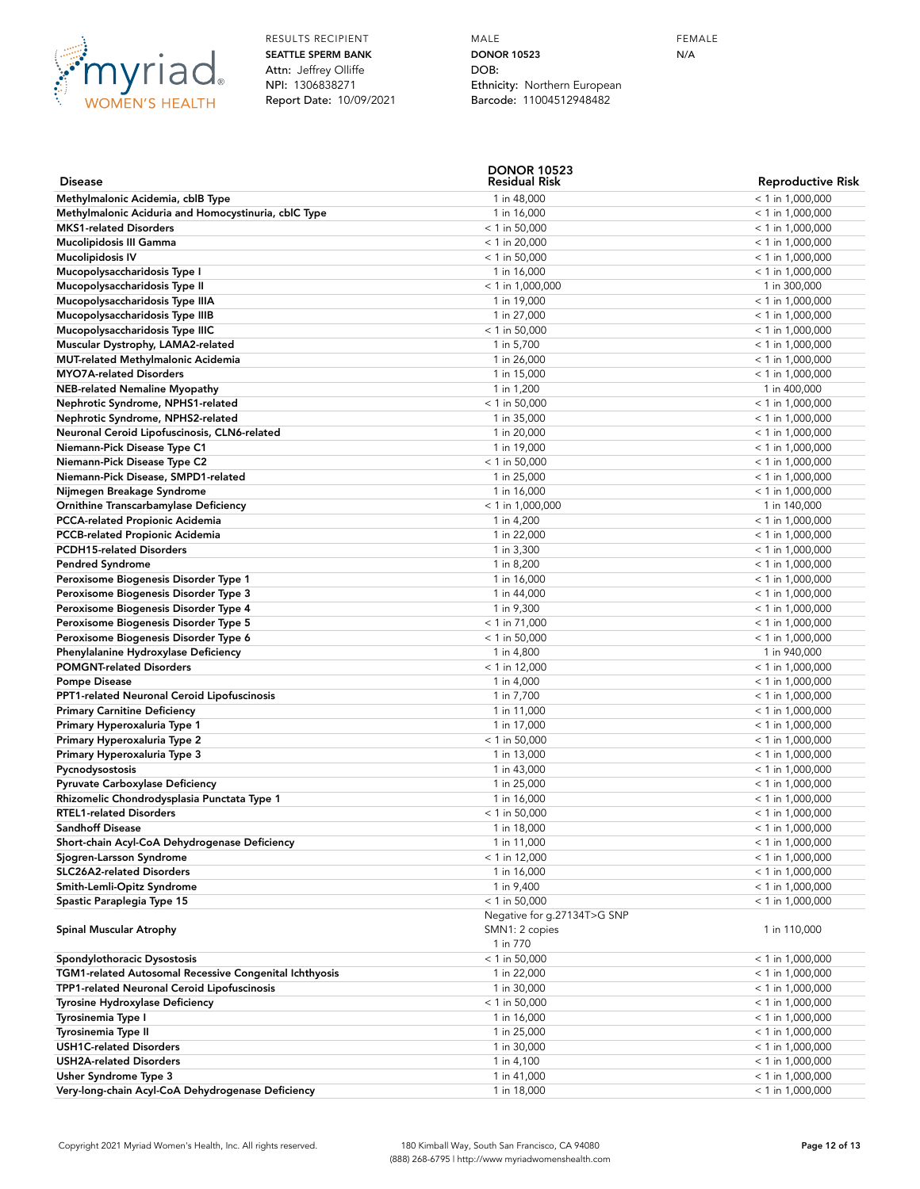| RESULTS RECIPIENT | MALE | FEMALE |
|---|---|---|
| **SEATTLE SPERM BANK** | **DONOR 10523** | N/A |
| Attn: Jeffrey Olliffe | DOB: | |
| NPI: 1306838271 | Ethnicity: Northern European | |
| Report Date: 10/09/2021 | Barcode: 11004512948482 | |

| Disease | DONOR 10523 Residual Risk | Reproductive Risk |
|---|---|---|
| **Methylmalonic Acidemia, cblB Type** | 1 in 48,000 | < 1 in 1,000,000 |
| **Methylmalonic Aciduria and Homocystinuria, cblC Type** | 1 in 16,000 | < 1 in 1,000,000 |
| **MKS1-related Disorders** | < 1 in 50,000 | < 1 in 1,000,000 |
| **Mucolipidosis III Gamma** | < 1 in 20,000 | < 1 in 1,000,000 |
| **Mucolipidosis IV** | < 1 in 50,000 | < 1 in 1,000,000 |
| **Mucopolysaccharidosis Type I** | 1 in 16,000 | < 1 in 1,000,000 |
| **Mucopolysaccharidosis Type II** | < 1 in 1,000,000 | 1 in 300,000 |
| **Mucopolysaccharidosis Type IIIA** | 1 in 19,000 | < 1 in 1,000,000 |
| **Mucopolysaccharidosis Type IIIB** | 1 in 27,000 | < 1 in 1,000,000 |
| **Mucopolysaccharidosis Type IIIC** | < 1 in 50,000 | < 1 in 1,000,000 |
| **Muscular Dystrophy, LAMA2-related** | 1 in 5,700 | < 1 in 1,000,000 |
| **MUT-related Methylmalonic Acidemia** | 1 in 26,000 | < 1 in 1,000,000 |
| **MYO7A-related Disorders** | 1 in 15,000 | < 1 in 1,000,000 |
| **NEB-related Nemaline Myopathy** | 1 in 1,200 | 1 in 400,000 |
| **Nephrotic Syndrome, NPHS1-related** | < 1 in 50,000 | < 1 in 1,000,000 |
| **Nephrotic Syndrome, NPHS2-related** | 1 in 35,000 | < 1 in 1,000,000 |
| **Neuronal Ceroid Lipofuscinosis, CLN6-related** | 1 in 20,000 | < 1 in 1,000,000 |
| **Niemann-Pick Disease Type C1** | 1 in 19,000 | < 1 in 1,000,000 |
| **Niemann-Pick Disease Type C2** | < 1 in 50,000 | < 1 in 1,000,000 |
| **Niemann-Pick Disease, SMPD1-related** | 1 in 25,000 | < 1 in 1,000,000 |
| **Nijmegen Breakage Syndrome** | 1 in 16,000 | < 1 in 1,000,000 |
| **Ornithine Transcarbamylase Deficiency** | < 1 in 1,000,000 | 1 in 140,000 |
| **PCCA-related Propionic Acidemia** | 1 in 4,200 | < 1 in 1,000,000 |
| **PCCB-related Propionic Acidemia** | 1 in 22,000 | < 1 in 1,000,000 |
| **PCDH15-related Disorders** | 1 in 3,300 | < 1 in 1,000,000 |
| **Pendred Syndrome** | 1 in 8,200 | < 1 in 1,000,000 |
| **Peroxisome Biogenesis Disorder Type 1** | 1 in 16,000 | < 1 in 1,000,000 |
| **Peroxisome Biogenesis Disorder Type 3** | 1 in 44,000 | < 1 in 1,000,000 |
| **Peroxisome Biogenesis Disorder Type 4** | 1 in 9,300 | < 1 in 1,000,000 |
| **Peroxisome Biogenesis Disorder Type 5** | < 1 in 71,000 | < 1 in 1,000,000 |
| **Peroxisome Biogenesis Disorder Type 6** | < 1 in 50,000 | < 1 in 1,000,000 |
| **Phenylalanine Hydroxylase Deficiency** | 1 in 4,800 | 1 in 940,000 |
| **POMGNT-related Disorders** | < 1 in 12,000 | < 1 in 1,000,000 |
| **Pompe Disease** | 1 in 4,000 | < 1 in 1,000,000 |
| **PPT1-related Neuronal Ceroid Lipofuscinosis** | 1 in 7,700 | < 1 in 1,000,000 |
| **Primary Carnitine Deficiency** | 1 in 11,000 | < 1 in 1,000,000 |
| **Primary Hyperoxaluria Type 1** | 1 in 17,000 | < 1 in 1,000,000 |
| **Primary Hyperoxaluria Type 2** | < 1 in 50,000 | < 1 in 1,000,000 |
| **Primary Hyperoxaluria Type 3** | 1 in 13,000 | < 1 in 1,000,000 |
| **Pycnodysostosis** | 1 in 43,000 | < 1 in 1,000,000 |
| **Pyruvate Carboxylase Deficiency** | 1 in 25,000 | < 1 in 1,000,000 |
| **Rhizomelic Chondrodysplasia Punctata Type 1** | 1 in 16,000 | < 1 in 1,000,000 |
| **RTEL1-related Disorders** | < 1 in 50,000 | < 1 in 1,000,000 |
| **Sandhoff Disease** | 1 in 18,000 | < 1 in 1,000,000 |
| **Short-chain Acyl-CoA Dehydrogenase Deficiency** | 1 in 11,000 | < 1 in 1,000,000 |
| **Sjogren-Larsson Syndrome** | < 1 in 12,000 | < 1 in 1,000,000 |
| **SLC26A2-related Disorders** | 1 in 16,000 | < 1 in 1,000,000 |
| **Smith-Lemli-Opitz Syndrome** | 1 in 9,400 | < 1 in 1,000,000 |
| **Spastic Paraplegia Type 15** | < 1 in 50,000 | < 1 in 1,000,000 |
| **Spinal Muscular Atrophy** | Negative for g.27134T>G SNP<br>SMN1: 2 copies<br>1 in 770 | 1 in 110,000 |
| **Spondylothoracic Dysostosis** | < 1 in 50,000 | < 1 in 1,000,000 |
| **TGM1-related Autosomal Recessive Congenital Ichthyosis** | 1 in 22,000 | < 1 in 1,000,000 |
| **TPP1-related Neuronal Ceroid Lipofuscinosis** | 1 in 30,000 | < 1 in 1,000,000 |
| **Tyrosine Hydroxylase Deficiency** | < 1 in 50,000 | < 1 in 1,000,000 |
| **Tyrosinemia Type I** | 1 in 16,000 | < 1 in 1,000,000 |
| **Tyrosinemia Type II** | 1 in 25,000 | < 1 in 1,000,000 |
| **USH1C-related Disorders** | 1 in 30,000 | < 1 in 1,000,000 |
| **USH2A-related Disorders** | 1 in 4,100 | < 1 in 1,000,000 |
| **Usher Syndrome Type 3** | 1 in 41,000 | < 1 in 1,000,000 |
| **Very-long-chain Acyl-CoA Dehydrogenase Deficiency** | 1 in 18,000 | < 1 in 1,000,000 |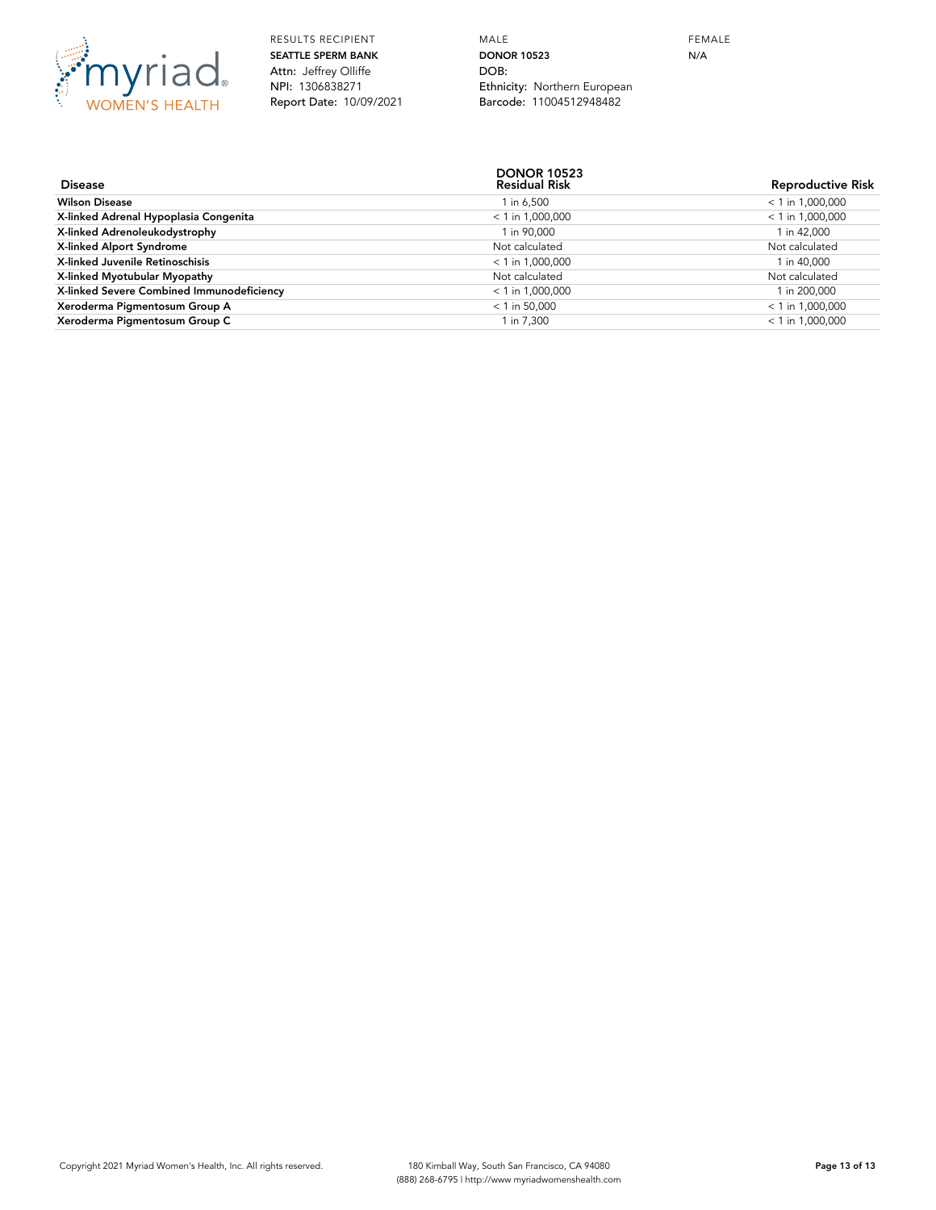RESULTS RECIPIENT
**SEATTLE SPERM BANK**
Attn: Jeffrey Olliffe
NPI: 1306838271
Report Date: 10/09/2021

MALE
**DONOR 10523**
DOB:
Ethnicity: Northern European
Barcode: 11004512948482

FEMALE
N/A

| Disease | DONOR 10523 Residual Risk | Reproductive Risk |
|---|---|---|
| **Wilson Disease** | 1 in 6,500 | < 1 in 1,000,000 |
| **X-linked Adrenal Hypoplasia Congenita** | < 1 in 1,000,000 | < 1 in 1,000,000 |
| **X-linked Adrenoleukodystrophy** | 1 in 90,000 | 1 in 42,000 |
| **X-linked Alport Syndrome** | Not calculated | Not calculated |
| **X-linked Juvenile Retinoschisis** | < 1 in 1,000,000 | 1 in 40,000 |
| **X-linked Myotubular Myopathy** | Not calculated | Not calculated |
| **X-linked Severe Combined Immunodeficiency** | < 1 in 1,000,000 | 1 in 200,000 |
| **Xeroderma Pigmentosum Group A** | < 1 in 50,000 | < 1 in 1,000,000 |
| **Xeroderma Pigmentosum Group C** | 1 in 7,300 | < 1 in 1,000,000 |

Copyright 2021 Myriad Women's Health, Inc. All rights reserved.

180 Kimball Way, South San Francisco, CA 94080
(888) 268-6795 | http://www.myriadwomenshealth.com